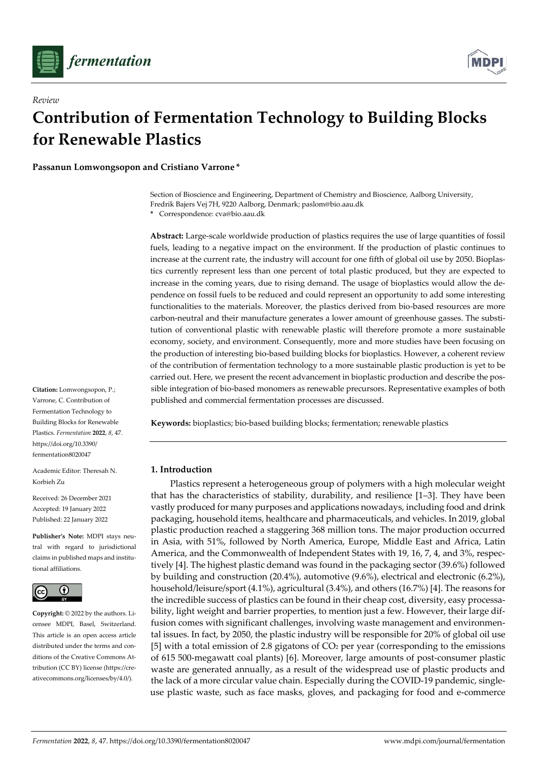*Review*

# Contribution of Fermentation Technology to Building Blocks for Renewable Plastics

**Passanun Lomwongsopon and Cristiano Varrone ***

Section of Bioscience and Engineering, Department of Chemistry and Bioscience, Aalborg University, Fredrik Bajers Vej 7H, 9220 Aalborg, Denmark; paslom@bio.aau.dk
***** Correspondence: cva@bio.aau.dk

**Citation:** Lomwongsopon, P.; Varrone, C. Contribution of Fermentation Technology to Building Blocks for Renewable Plastics. *Fermentation* **2022**, *8*, 47. https://doi.org/10.3390/fermentation8020047

Academic Editor: Theresah N. Korbieh Zu

Received: 26 December 2021
Accepted: 19 January 2022
Published: 22 January 2022

**Publisher's Note:** MDPI stays neutral with regard to jurisdictional claims in published maps and institutional affiliations.

**Copyright:** © 2022 by the authors. Licensee MDPI, Basel, Switzerland. This article is an open access article distributed under the terms and conditions of the Creative Commons Attribution (CC BY) license (https://creativecommons.org/licenses/by/4.0/).

**Abstract:** Large-scale worldwide production of plastics requires the use of large quantities of fossil fuels, leading to a negative impact on the environment. If the production of plastic continues to increase at the current rate, the industry will account for one fifth of global oil use by 2050. Bioplastics currently represent less than one percent of total plastic produced, but they are expected to increase in the coming years, due to rising demand. The usage of bioplastics would allow the dependence on fossil fuels to be reduced and could represent an opportunity to add some interesting functionalities to the materials. Moreover, the plastics derived from bio-based resources are more carbon-neutral and their manufacture generates a lower amount of greenhouse gasses. The substitution of conventional plastic with renewable plastic will therefore promote a more sustainable economy, society, and environment. Consequently, more and more studies have been focusing on the production of interesting bio-based building blocks for bioplastics. However, a coherent review of the contribution of fermentation technology to a more sustainable plastic production is yet to be carried out. Here, we present the recent advancement in bioplastic production and describe the possible integration of bio-based monomers as renewable precursors. Representative examples of both published and commercial fermentation processes are discussed.

**Keywords:** bioplastics; bio-based building blocks; fermentation; renewable plastics

## 1. Introduction

Plastics represent a heterogeneous group of polymers with a high molecular weight that has the characteristics of stability, durability, and resilience [1–3]. They have been vastly produced for many purposes and applications nowadays, including food and drink packaging, household items, healthcare and pharmaceuticals, and vehicles. In 2019, global plastic production reached a staggering 368 million tons. The major production occurred in Asia, with 51%, followed by North America, Europe, Middle East and Africa, Latin America, and the Commonwealth of Independent States with 19, 16, 7, 4, and 3%, respectively [4]. The highest plastic demand was found in the packaging sector (39.6%) followed by building and construction (20.4%), automotive (9.6%), electrical and electronic (6.2%), household/leisure/sport (4.1%), agricultural (3.4%), and others (16.7%) [4]. The reasons for the incredible success of plastics can be found in their cheap cost, diversity, easy processability, light weight and barrier properties, to mention just a few. However, their large diffusion comes with significant challenges, involving waste management and environmental issues. In fact, by 2050, the plastic industry will be responsible for 20% of global oil use [5] with a total emission of 2.8 gigatons of $CO_2$ per year (corresponding to the emissions of 615 500-megawatt coal plants) [6]. Moreover, large amounts of post-consumer plastic waste are generated annually, as a result of the widespread use of plastic products and the lack of a more circular value chain. Especially during the COVID-19 pandemic, single-use plastic waste, such as face masks, gloves, and packaging for food and e-commerce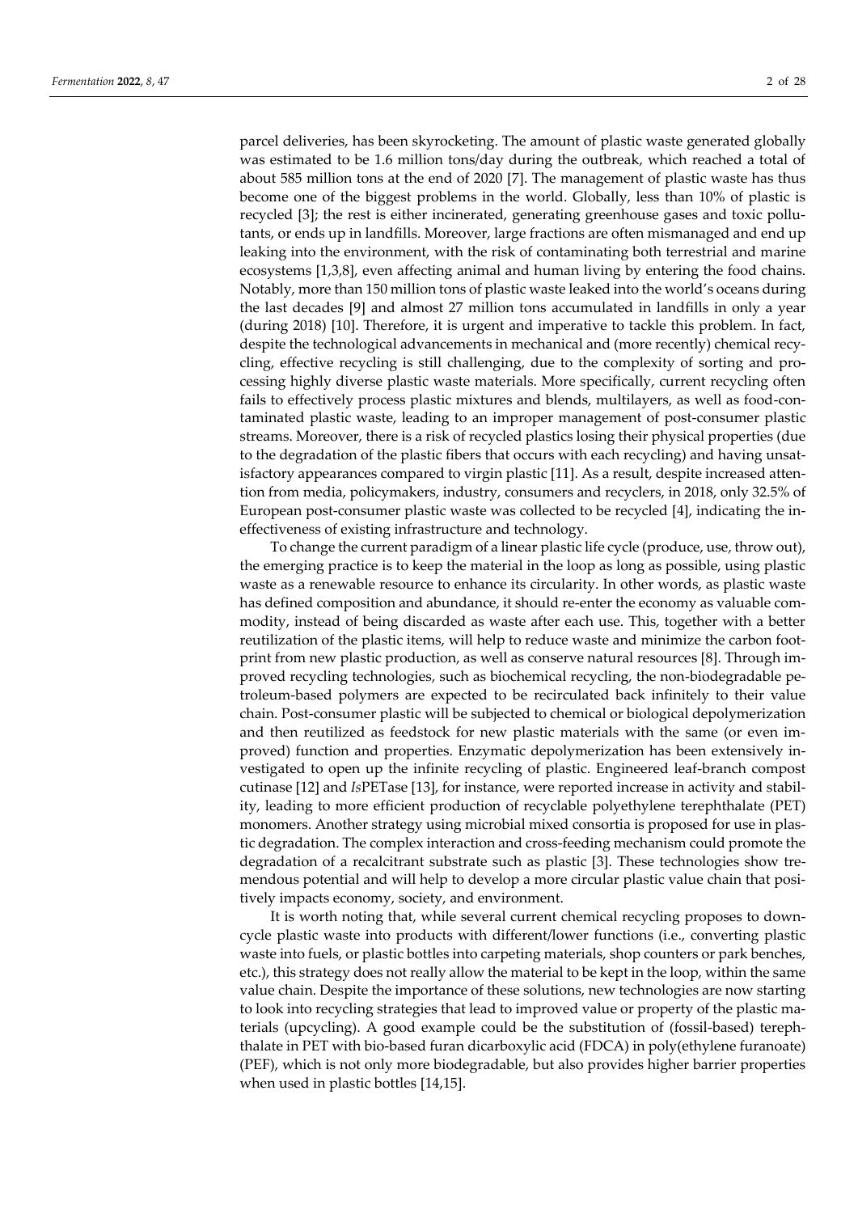parcel deliveries, has been skyrocketing. The amount of plastic waste generated globally was estimated to be 1.6 million tons/day during the outbreak, which reached a total of about 585 million tons at the end of 2020 [7]. The management of plastic waste has thus become one of the biggest problems in the world. Globally, less than 10% of plastic is recycled [3]; the rest is either incinerated, generating greenhouse gases and toxic pollutants, or ends up in landfills. Moreover, large fractions are often mismanaged and end up leaking into the environment, with the risk of contaminating both terrestrial and marine ecosystems [1,3,8], even affecting animal and human living by entering the food chains. Notably, more than 150 million tons of plastic waste leaked into the world's oceans during the last decades [9] and almost 27 million tons accumulated in landfills in only a year (during 2018) [10]. Therefore, it is urgent and imperative to tackle this problem. In fact, despite the technological advancements in mechanical and (more recently) chemical recycling, effective recycling is still challenging, due to the complexity of sorting and processing highly diverse plastic waste materials. More specifically, current recycling often fails to effectively process plastic mixtures and blends, multilayers, as well as food-contaminated plastic waste, leading to an improper management of post-consumer plastic streams. Moreover, there is a risk of recycled plastics losing their physical properties (due to the degradation of the plastic fibers that occurs with each recycling) and having unsatisfactory appearances compared to virgin plastic [11]. As a result, despite increased attention from media, policymakers, industry, consumers and recyclers, in 2018, only 32.5% of European post-consumer plastic waste was collected to be recycled [4], indicating the ineffectiveness of existing infrastructure and technology.

To change the current paradigm of a linear plastic life cycle (produce, use, throw out), the emerging practice is to keep the material in the loop as long as possible, using plastic waste as a renewable resource to enhance its circularity. In other words, as plastic waste has defined composition and abundance, it should re-enter the economy as valuable commodity, instead of being discarded as waste after each use. This, together with a better reutilization of the plastic items, will help to reduce waste and minimize the carbon footprint from new plastic production, as well as conserve natural resources [8]. Through improved recycling technologies, such as biochemical recycling, the non-biodegradable petroleum-based polymers are expected to be recirculated back infinitely to their value chain. Post-consumer plastic will be subjected to chemical or biological depolymerization and then reutilized as feedstock for new plastic materials with the same (or even improved) function and properties. Enzymatic depolymerization has been extensively investigated to open up the infinite recycling of plastic. Engineered leaf-branch compost cutinase [12] and *Is*PETase [13], for instance, were reported increase in activity and stability, leading to more efficient production of recyclable polyethylene terephthalate (PET) monomers. Another strategy using microbial mixed consortia is proposed for use in plastic degradation. The complex interaction and cross-feeding mechanism could promote the degradation of a recalcitrant substrate such as plastic [3]. These technologies show tremendous potential and will help to develop a more circular plastic value chain that positively impacts economy, society, and environment.

It is worth noting that, while several current chemical recycling proposes to downcycle plastic waste into products with different/lower functions (i.e., converting plastic waste into fuels, or plastic bottles into carpeting materials, shop counters or park benches, etc.), this strategy does not really allow the material to be kept in the loop, within the same value chain. Despite the importance of these solutions, new technologies are now starting to look into recycling strategies that lead to improved value or property of the plastic materials (upcycling). A good example could be the substitution of (fossil-based) terephthalate in PET with bio-based furan dicarboxylic acid (FDCA) in poly(ethylene furanoate) (PEF), which is not only more biodegradable, but also provides higher barrier properties when used in plastic bottles [14,15].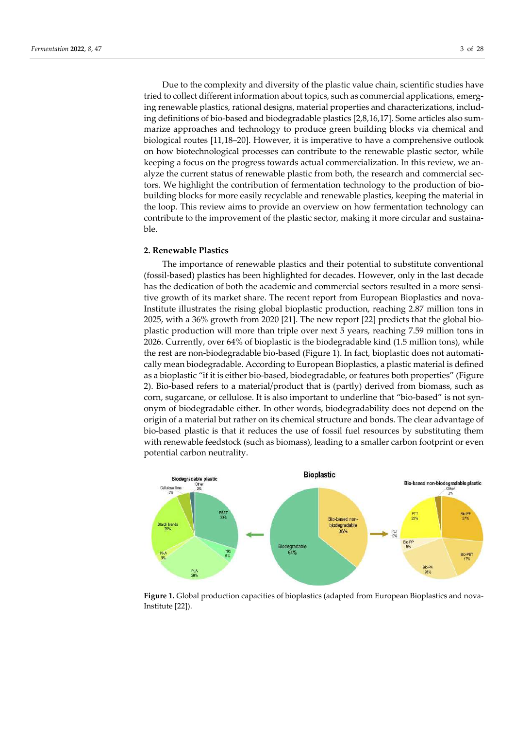Due to the complexity and diversity of the plastic value chain, scientific studies have tried to collect different information about topics, such as commercial applications, emerging renewable plastics, rational designs, material properties and characterizations, including definitions of bio-based and biodegradable plastics [2,8,16,17]. Some articles also summarize approaches and technology to produce green building blocks via chemical and biological routes [11,18–20]. However, it is imperative to have a comprehensive outlook on how biotechnological processes can contribute to the renewable plastic sector, while keeping a focus on the progress towards actual commercialization. In this review, we analyze the current status of renewable plastic from both, the research and commercial sectors. We highlight the contribution of fermentation technology to the production of bio-building blocks for more easily recyclable and renewable plastics, keeping the material in the loop. This review aims to provide an overview on how fermentation technology can contribute to the improvement of the plastic sector, making it more circular and sustainable.

## 2. Renewable Plastics

The importance of renewable plastics and their potential to substitute conventional (fossil-based) plastics has been highlighted for decades. However, only in the last decade has the dedication of both the academic and commercial sectors resulted in a more sensitive growth of its market share. The recent report from European Bioplastics and nova-Institute illustrates the rising global bioplastic production, reaching 2.87 million tons in 2025, with a 36% growth from 2020 [21]. The new report [22] predicts that the global bioplastic production will more than triple over next 5 years, reaching 7.59 million tons in 2026. Currently, over 64% of bioplastic is the biodegradable kind (1.5 million tons), while the rest are non-biodegradable bio-based (Figure 1). In fact, bioplastic does not automatically mean biodegradable. According to European Bioplastics, a plastic material is defined as a bioplastic "if it is either bio-based, biodegradable, or features both properties" (Figure 2). Bio-based refers to a material/product that is (partly) derived from biomass, such as corn, sugarcane, or cellulose. It is also important to underline that "bio-based" is not synonym of biodegradable either. In other words, biodegradability does not depend on the origin of a material but rather on its chemical structure and bonds. The clear advantage of bio-based plastic is that it reduces the use of fossil fuel resources by substituting them with renewable feedstock (such as biomass), leading to a smaller carbon footprint or even potential carbon neutrality.

**Figure 1.** Global production capacities of bioplastics (adapted from European Bioplastics and nova-Institute [22]).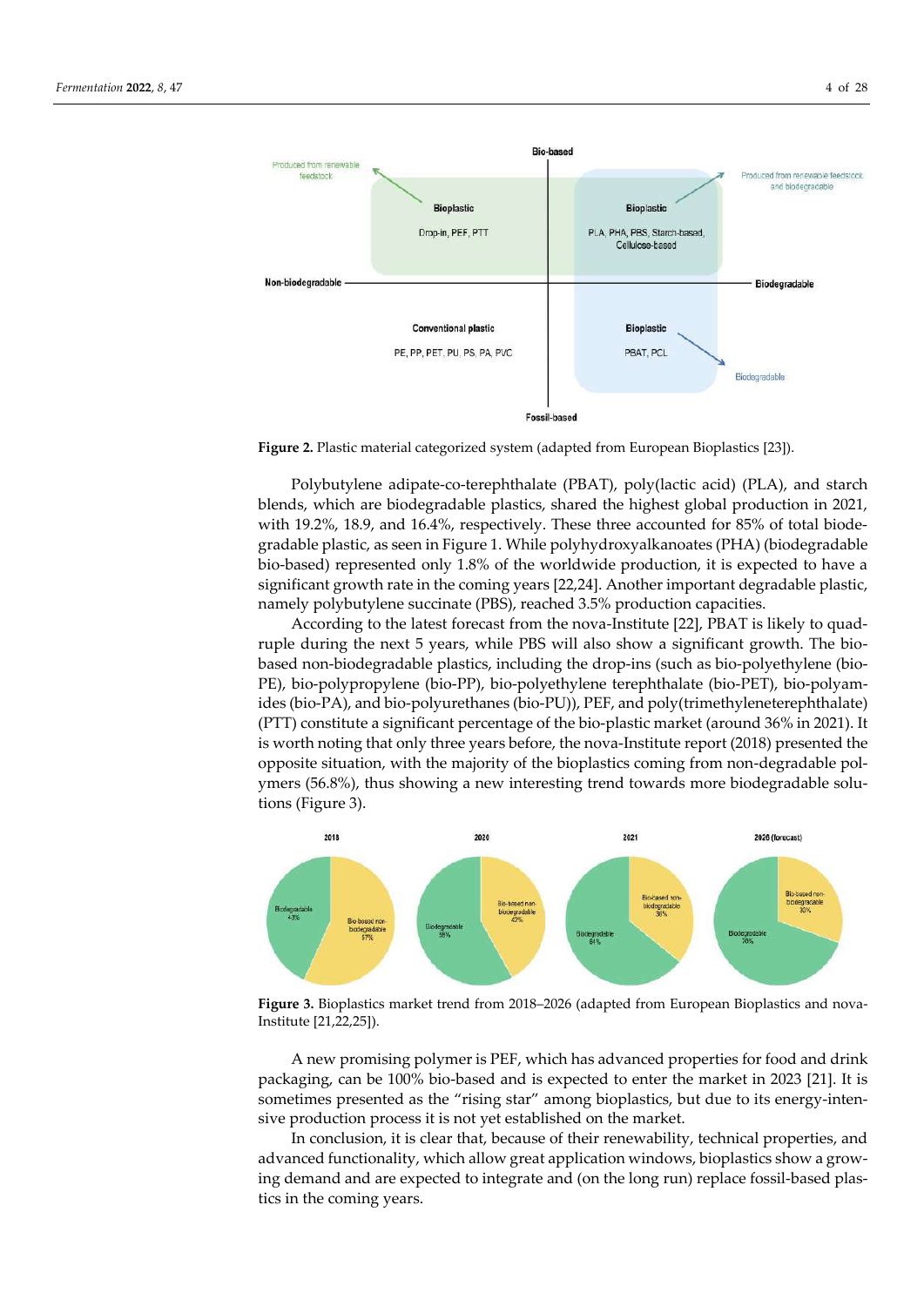**Figure 2.** Plastic material categorized system (adapted from European Bioplastics [23]).

Polybutylene adipate-co-terephthalate (PBAT), poly(lactic acid) (PLA), and starch blends, which are biodegradable plastics, shared the highest global production in 2021, with 19.2%, 18.9, and 16.4%, respectively. These three accounted for 85% of total biodegradable plastic, as seen in Figure 1. While polyhydroxyalkanoates (PHA) (biodegradable bio-based) represented only 1.8% of the worldwide production, it is expected to have a significant growth rate in the coming years [22,24]. Another important degradable plastic, namely polybutylene succinate (PBS), reached 3.5% production capacities.

According to the latest forecast from the nova-Institute [22], PBAT is likely to quadruple during the next 5 years, while PBS will also show a significant growth. The bio-based non-biodegradable plastics, including the drop-ins (such as bio-polyethylene (bio-PE), bio-polypropylene (bio-PP), bio-polyethylene terephthalate (bio-PET), bio-polyamides (bio-PA), and bio-polyurethanes (bio-PU)), PEF, and poly(trimethyleneterephthalate) (PTT) constitute a significant percentage of the bio-plastic market (around 36% in 2021). It is worth noting that only three years before, the nova-Institute report (2018) presented the opposite situation, with the majority of the bioplastics coming from non-degradable polymers (56.8%), thus showing a new interesting trend towards more biodegradable solutions (Figure 3).

**Figure 3.** Bioplastics market trend from 2018–2026 (adapted from European Bioplastics and nova-Institute [21,22,25]).

A new promising polymer is PEF, which has advanced properties for food and drink packaging, can be 100% bio-based and is expected to enter the market in 2023 [21]. It is sometimes presented as the "rising star" among bioplastics, but due to its energy-intensive production process it is not yet established on the market.

In conclusion, it is clear that, because of their renewability, technical properties, and advanced functionality, which allow great application windows, bioplastics show a growing demand and are expected to integrate and (on the long run) replace fossil-based plastics in the coming years.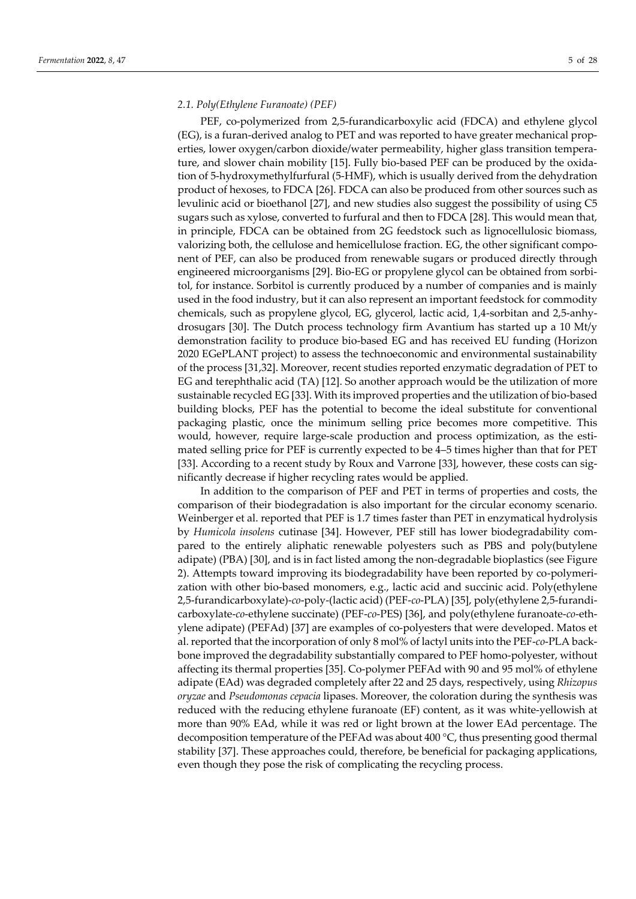### 2.1. Poly(Ethylene Furanoate) (PEF)

PEF, co-polymerized from 2,5-furandicarboxylic acid (FDCA) and ethylene glycol (EG), is a furan-derived analog to PET and was reported to have greater mechanical properties, lower oxygen/carbon dioxide/water permeability, higher glass transition temperature, and slower chain mobility [15]. Fully bio-based PEF can be produced by the oxidation of 5-hydroxymethylfurfural (5-HMF), which is usually derived from the dehydration product of hexoses, to FDCA [26]. FDCA can also be produced from other sources such as levulinic acid or bioethanol [27], and new studies also suggest the possibility of using C5 sugars such as xylose, converted to furfural and then to FDCA [28]. This would mean that, in principle, FDCA can be obtained from 2G feedstock such as lignocellulosic biomass, valorizing both, the cellulose and hemicellulose fraction. EG, the other significant component of PEF, can also be produced from renewable sugars or produced directly through engineered microorganisms [29]. Bio-EG or propylene glycol can be obtained from sorbitol, for instance. Sorbitol is currently produced by a number of companies and is mainly used in the food industry, but it can also represent an important feedstock for commodity chemicals, such as propylene glycol, EG, glycerol, lactic acid, 1,4-sorbitan and 2,5-anhydrosugars [30]. The Dutch process technology firm Avantium has started up a 10 Mt/y demonstration facility to produce bio-based EG and has received EU funding (Horizon 2020 EGePLANT project) to assess the technoeconomic and environmental sustainability of the process [31,32]. Moreover, recent studies reported enzymatic degradation of PET to EG and terephthalic acid (TA) [12]. So another approach would be the utilization of more sustainable recycled EG [33]. With its improved properties and the utilization of bio-based building blocks, PEF has the potential to become the ideal substitute for conventional packaging plastic, once the minimum selling price becomes more competitive. This would, however, require large-scale production and process optimization, as the estimated selling price for PEF is currently expected to be 4–5 times higher than that for PET [33]. According to a recent study by Roux and Varrone [33], however, these costs can significantly decrease if higher recycling rates would be applied.

In addition to the comparison of PEF and PET in terms of properties and costs, the comparison of their biodegradation is also important for the circular economy scenario. Weinberger et al. reported that PEF is 1.7 times faster than PET in enzymatical hydrolysis by *Humicola insolens* cutinase [34]. However, PEF still has lower biodegradability compared to the entirely aliphatic renewable polyesters such as PBS and poly(butylene adipate) (PBA) [30], and is in fact listed among the non-degradable bioplastics (see Figure 2). Attempts toward improving its biodegradability have been reported by co-polymerization with other bio-based monomers, e.g., lactic acid and succinic acid. Poly(ethylene 2,5-furandicarboxylate)-*co*-poly-(lactic acid) (PEF-*co*-PLA) [35], poly(ethylene 2,5-furandicarboxylate-*co*-ethylene succinate) (PEF-*co*-PES) [36], and poly(ethylene furanoate-*co*-ethylene adipate) (PEFAd) [37] are examples of co-polyesters that were developed. Matos et al. reported that the incorporation of only 8 mol% of lactyl units into the PEF-*co*-PLA backbone improved the degradability substantially compared to PEF homo-polyester, without affecting its thermal properties [35]. Co-polymer PEFAd with 90 and 95 mol% of ethylene adipate (EAd) was degraded completely after 22 and 25 days, respectively, using *Rhizopus oryzae* and *Pseudomonas cepacia* lipases. Moreover, the coloration during the synthesis was reduced with the reducing ethylene furanoate (EF) content, as it was white-yellowish at more than 90% EAd, while it was red or light brown at the lower EAd percentage. The decomposition temperature of the PEFAd was about 400 °C, thus presenting good thermal stability [37]. These approaches could, therefore, be beneficial for packaging applications, even though they pose the risk of complicating the recycling process.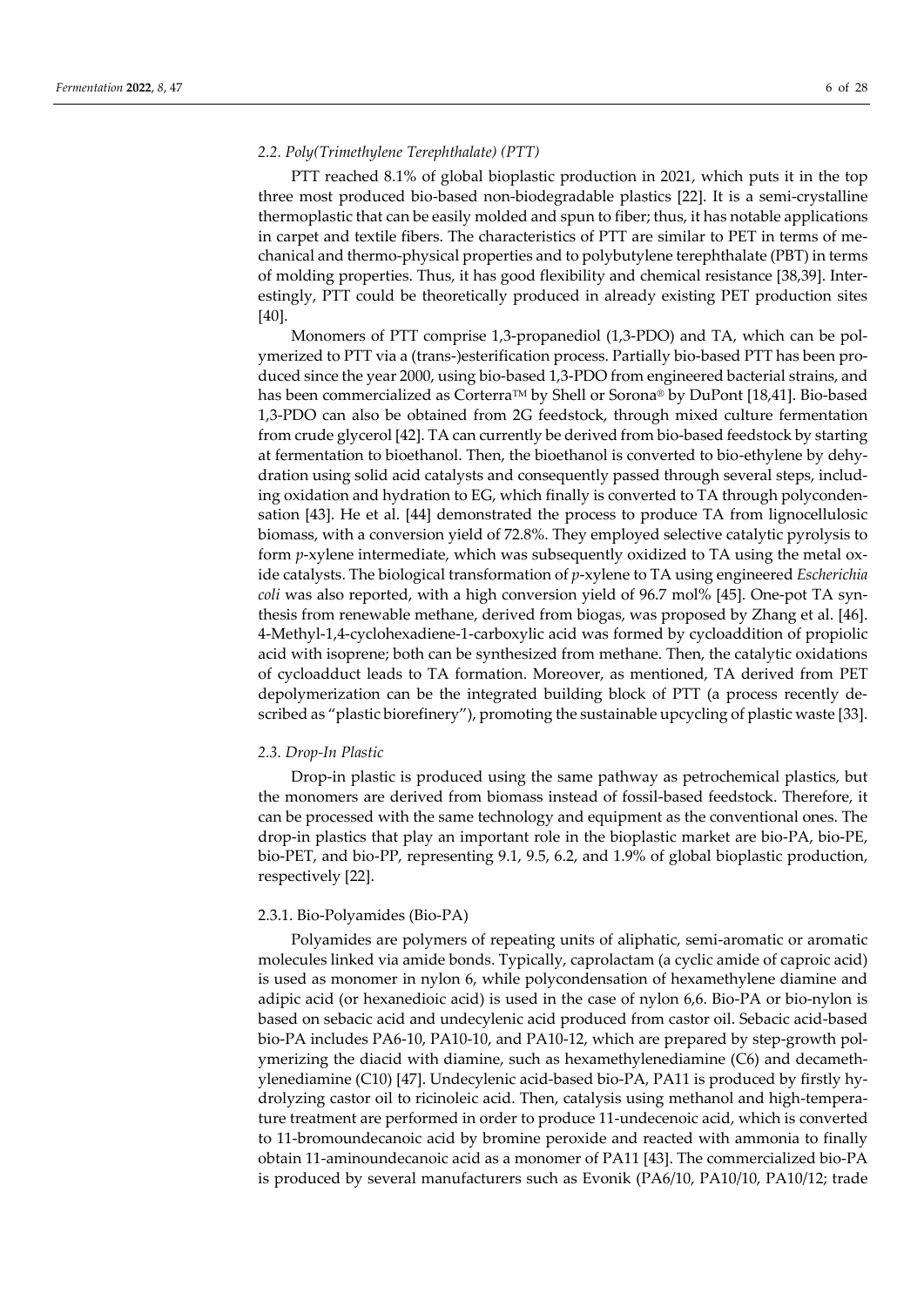### 2.2. Poly(Trimethylene Terephthalate) (PTT)

PTT reached 8.1% of global bioplastic production in 2021, which puts it in the top three most produced bio-based non-biodegradable plastics [22]. It is a semi-crystalline thermoplastic that can be easily molded and spun to fiber; thus, it has notable applications in carpet and textile fibers. The characteristics of PTT are similar to PET in terms of mechanical and thermo-physical properties and to polybutylene terephthalate (PBT) in terms of molding properties. Thus, it has good flexibility and chemical resistance [38,39]. Interestingly, PTT could be theoretically produced in already existing PET production sites [40].

Monomers of PTT comprise 1,3-propanediol (1,3-PDO) and TA, which can be polymerized to PTT via a (trans-)esterification process. Partially bio-based PTT has been produced since the year 2000, using bio-based 1,3-PDO from engineered bacterial strains, and has been commercialized as Corterra™ by Shell or Sorona® by DuPont [18,41]. Bio-based 1,3-PDO can also be obtained from 2G feedstock, through mixed culture fermentation from crude glycerol [42]. TA can currently be derived from bio-based feedstock by starting at fermentation to bioethanol. Then, the bioethanol is converted to bio-ethylene by dehydration using solid acid catalysts and consequently passed through several steps, including oxidation and hydration to EG, which finally is converted to TA through polycondensation [43]. He et al. [44] demonstrated the process to produce TA from lignocellulosic biomass, with a conversion yield of 72.8%. They employed selective catalytic pyrolysis to form *p*-xylene intermediate, which was subsequently oxidized to TA using the metal oxide catalysts. The biological transformation of *p*-xylene to TA using engineered *Escherichia coli* was also reported, with a high conversion yield of 96.7 mol% [45]. One-pot TA synthesis from renewable methane, derived from biogas, was proposed by Zhang et al. [46]. 4-Methyl-1,4-cyclohexadiene-1-carboxylic acid was formed by cycloaddition of propiolic acid with isoprene; both can be synthesized from methane. Then, the catalytic oxidations of cycloadduct leads to TA formation. Moreover, as mentioned, TA derived from PET depolymerization can be the integrated building block of PTT (a process recently described as "plastic biorefinery"), promoting the sustainable upcycling of plastic waste [33].

### 2.3. Drop-In Plastic

Drop-in plastic is produced using the same pathway as petrochemical plastics, but the monomers are derived from biomass instead of fossil-based feedstock. Therefore, it can be processed with the same technology and equipment as the conventional ones. The drop-in plastics that play an important role in the bioplastic market are bio-PA, bio-PE, bio-PET, and bio-PP, representing 9.1, 9.5, 6.2, and 1.9% of global bioplastic production, respectively [22].

#### 2.3.1. Bio-Polyamides (Bio-PA)

Polyamides are polymers of repeating units of aliphatic, semi-aromatic or aromatic molecules linked via amide bonds. Typically, caprolactam (a cyclic amide of caproic acid) is used as monomer in nylon 6, while polycondensation of hexamethylene diamine and adipic acid (or hexanedioic acid) is used in the case of nylon 6,6. Bio-PA or bio-nylon is based on sebacic acid and undecylenic acid produced from castor oil. Sebacic acid-based bio-PA includes PA6-10, PA10-10, and PA10-12, which are prepared by step-growth polymerizing the diacid with diamine, such as hexamethylenediamine (C6) and decamethylenediamine (C10) [47]. Undecylenic acid-based bio-PA, PA11 is produced by firstly hydrolyzing castor oil to ricinoleic acid. Then, catalysis using methanol and high-temperature treatment are performed in order to produce 11-undecenoic acid, which is converted to 11-bromoundecanoic acid by bromine peroxide and reacted with ammonia to finally obtain 11-aminoundecanoic acid as a monomer of PA11 [43]. The commercialized bio-PA is produced by several manufacturers such as Evonik (PA6/10, PA10/10, PA10/12; trade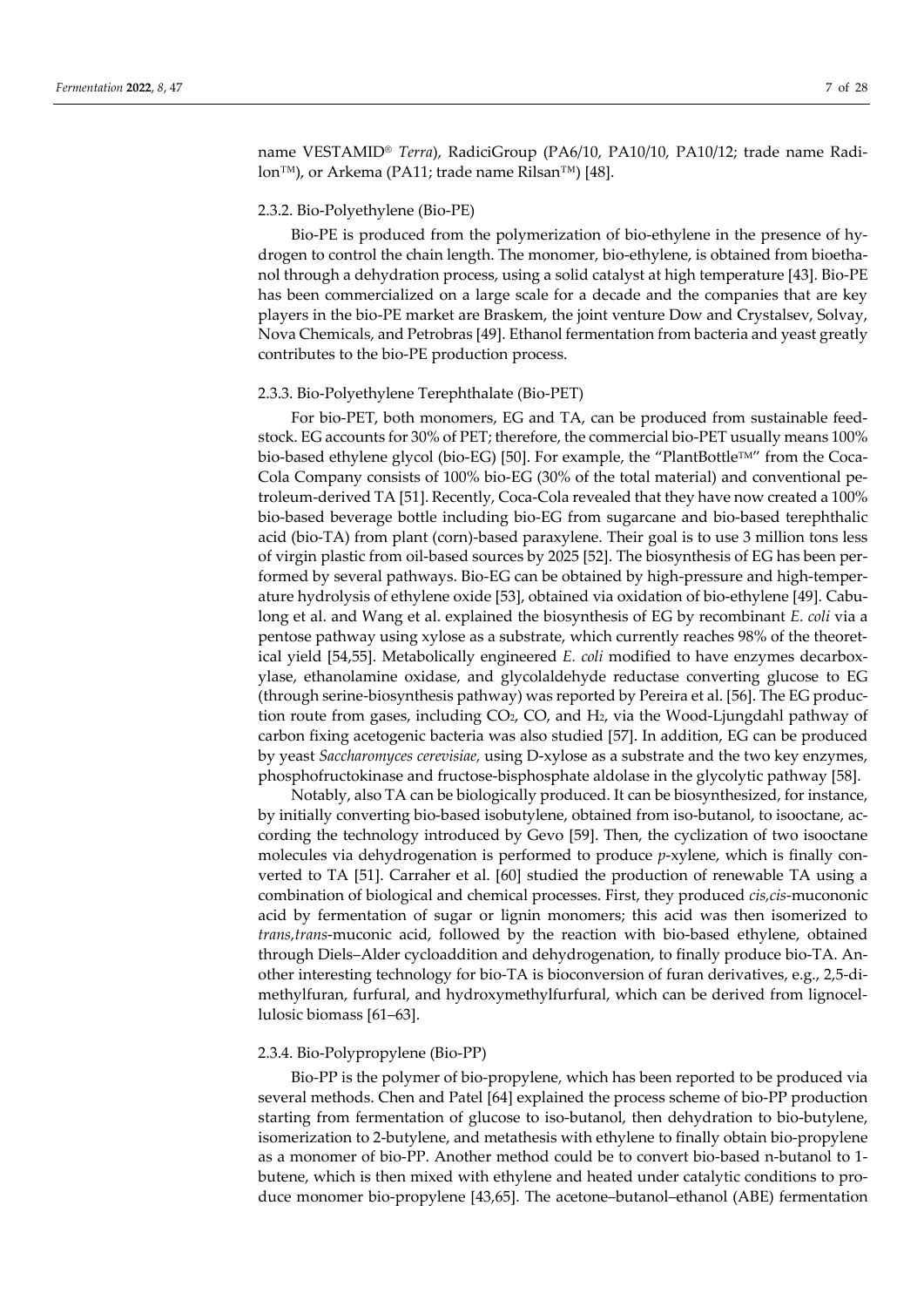name VESTAMID® *Terra*), RadiciGroup (PA6/10, PA10/10, PA10/12; trade name Radilon™), or Arkema (PA11; trade name Rilsan™) [48].

### 2.3.2. Bio-Polyethylene (Bio-PE)

Bio-PE is produced from the polymerization of bio-ethylene in the presence of hydrogen to control the chain length. The monomer, bio-ethylene, is obtained from bioethanol through a dehydration process, using a solid catalyst at high temperature [43]. Bio-PE has been commercialized on a large scale for a decade and the companies that are key players in the bio-PE market are Braskem, the joint venture Dow and Crystalsev, Solvay, Nova Chemicals, and Petrobras [49]. Ethanol fermentation from bacteria and yeast greatly contributes to the bio-PE production process.

### 2.3.3. Bio-Polyethylene Terephthalate (Bio-PET)

For bio-PET, both monomers, EG and TA, can be produced from sustainable feedstock. EG accounts for 30% of PET; therefore, the commercial bio-PET usually means 100% bio-based ethylene glycol (bio-EG) [50]. For example, the "PlantBottle™" from the Coca-Cola Company consists of 100% bio-EG (30% of the total material) and conventional petroleum-derived TA [51]. Recently, Coca-Cola revealed that they have now created a 100% bio-based beverage bottle including bio-EG from sugarcane and bio-based terephthalic acid (bio-TA) from plant (corn)-based paraxylene. Their goal is to use 3 million tons less of virgin plastic from oil-based sources by 2025 [52]. The biosynthesis of EG has been performed by several pathways. Bio-EG can be obtained by high-pressure and high-temperature hydrolysis of ethylene oxide [53], obtained via oxidation of bio-ethylene [49]. Cabulong et al. and Wang et al. explained the biosynthesis of EG by recombinant *E. coli* via a pentose pathway using xylose as a substrate, which currently reaches 98% of the theoretical yield [54,55]. Metabolically engineered *E. coli* modified to have enzymes decarboxylase, ethanolamine oxidase, and glycolaldehyde reductase converting glucose to EG (through serine-biosynthesis pathway) was reported by Pereira et al. [56]. The EG production route from gases, including $CO_2$, CO, and $H_2$, via the Wood-Ljungdahl pathway of carbon fixing acetogenic bacteria was also studied [57]. In addition, EG can be produced by yeast *Saccharomyces cerevisiae,* using D-xylose as a substrate and the two key enzymes, phosphofructokinase and fructose-bisphosphate aldolase in the glycolytic pathway [58].

Notably, also TA can be biologically produced. It can be biosynthesized, for instance, by initially converting bio-based isobutylene, obtained from iso-butanol, to isooctane, according the technology introduced by Gevo [59]. Then, the cyclization of two isooctane molecules via dehydrogenation is performed to produce *p*-xylene, which is finally converted to TA [51]. Carraher et al. [60] studied the production of renewable TA using a combination of biological and chemical processes. First, they produced *cis,cis*-mucononic acid by fermentation of sugar or lignin monomers; this acid was then isomerized to *trans,trans*-muconic acid, followed by the reaction with bio-based ethylene, obtained through Diels–Alder cycloaddition and dehydrogenation, to finally produce bio-TA. Another interesting technology for bio-TA is bioconversion of furan derivatives, e.g., 2,5-dimethylfuran, furfural, and hydroxymethylfurfural, which can be derived from lignocellulosic biomass [61–63].

### 2.3.4. Bio-Polypropylene (Bio-PP)

Bio-PP is the polymer of bio-propylene, which has been reported to be produced via several methods. Chen and Patel [64] explained the process scheme of bio-PP production starting from fermentation of glucose to iso-butanol, then dehydration to bio-butylene, isomerization to 2-butylene, and metathesis with ethylene to finally obtain bio-propylene as a monomer of bio-PP. Another method could be to convert bio-based n-butanol to 1-butene, which is then mixed with ethylene and heated under catalytic conditions to produce monomer bio-propylene [43,65]. The acetone–butanol–ethanol (ABE) fermentation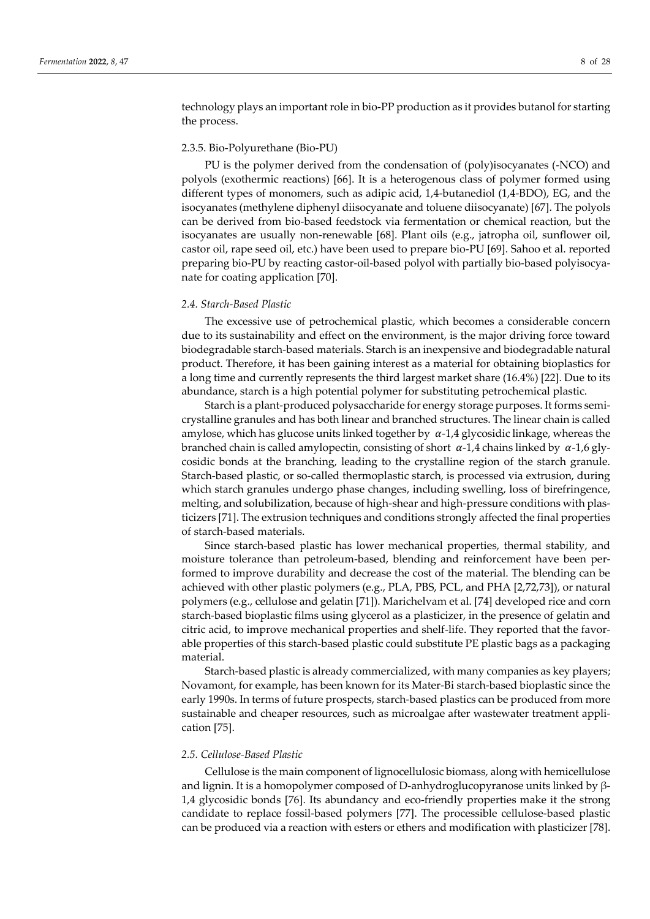technology plays an important role in bio-PP production as it provides butanol for starting the process.

#### 2.3.5. Bio-Polyurethane (Bio-PU)

PU is the polymer derived from the condensation of (poly)isocyanates (-NCO) and polyols (exothermic reactions) [66]. It is a heterogenous class of polymer formed using different types of monomers, such as adipic acid, 1,4-butanediol (1,4-BDO), EG, and the isocyanates (methylene diphenyl diisocyanate and toluene diisocyanate) [67]. The polyols can be derived from bio-based feedstock via fermentation or chemical reaction, but the isocyanates are usually non-renewable [68]. Plant oils (e.g., jatropha oil, sunflower oil, castor oil, rape seed oil, etc.) have been used to prepare bio-PU [69]. Sahoo et al. reported preparing bio-PU by reacting castor-oil-based polyol with partially bio-based polyisocyanate for coating application [70].

### *2.4. Starch-Based Plastic*

The excessive use of petrochemical plastic, which becomes a considerable concern due to its sustainability and effect on the environment, is the major driving force toward biodegradable starch-based materials. Starch is an inexpensive and biodegradable natural product. Therefore, it has been gaining interest as a material for obtaining bioplastics for a long time and currently represents the third largest market share (16.4%) [22]. Due to its abundance, starch is a high potential polymer for substituting petrochemical plastic.

Starch is a plant-produced polysaccharide for energy storage purposes. It forms semi-crystalline granules and has both linear and branched structures. The linear chain is called amylose, which has glucose units linked together by $\alpha$-1,4 glycosidic linkage, whereas the branched chain is called amylopectin, consisting of short $\alpha$-1,4 chains linked by $\alpha$-1,6 glycosidic bonds at the branching, leading to the crystalline region of the starch granule. Starch-based plastic, or so-called thermoplastic starch, is processed via extrusion, during which starch granules undergo phase changes, including swelling, loss of birefringence, melting, and solubilization, because of high-shear and high-pressure conditions with plasticizers [71]. The extrusion techniques and conditions strongly affected the final properties of starch-based materials.

Since starch-based plastic has lower mechanical properties, thermal stability, and moisture tolerance than petroleum-based, blending and reinforcement have been performed to improve durability and decrease the cost of the material. The blending can be achieved with other plastic polymers (e.g., PLA, PBS, PCL, and PHA [2,72,73]), or natural polymers (e.g., cellulose and gelatin [71]). Marichelvam et al. [74] developed rice and corn starch-based bioplastic films using glycerol as a plasticizer, in the presence of gelatin and citric acid, to improve mechanical properties and shelf-life. They reported that the favorable properties of this starch-based plastic could substitute PE plastic bags as a packaging material.

Starch-based plastic is already commercialized, with many companies as key players; Novamont, for example, has been known for its Mater-Bi starch-based bioplastic since the early 1990s. In terms of future prospects, starch-based plastics can be produced from more sustainable and cheaper resources, such as microalgae after wastewater treatment application [75].

### *2.5. Cellulose-Based Plastic*

Cellulose is the main component of lignocellulosic biomass, along with hemicellulose and lignin. It is a homopolymer composed of D-anhydroglucopyranose units linked by $\beta$-1,4 glycosidic bonds [76]. Its abundancy and eco-friendly properties make it the strong candidate to replace fossil-based polymers [77]. The processible cellulose-based plastic can be produced via a reaction with esters or ethers and modification with plasticizer [78].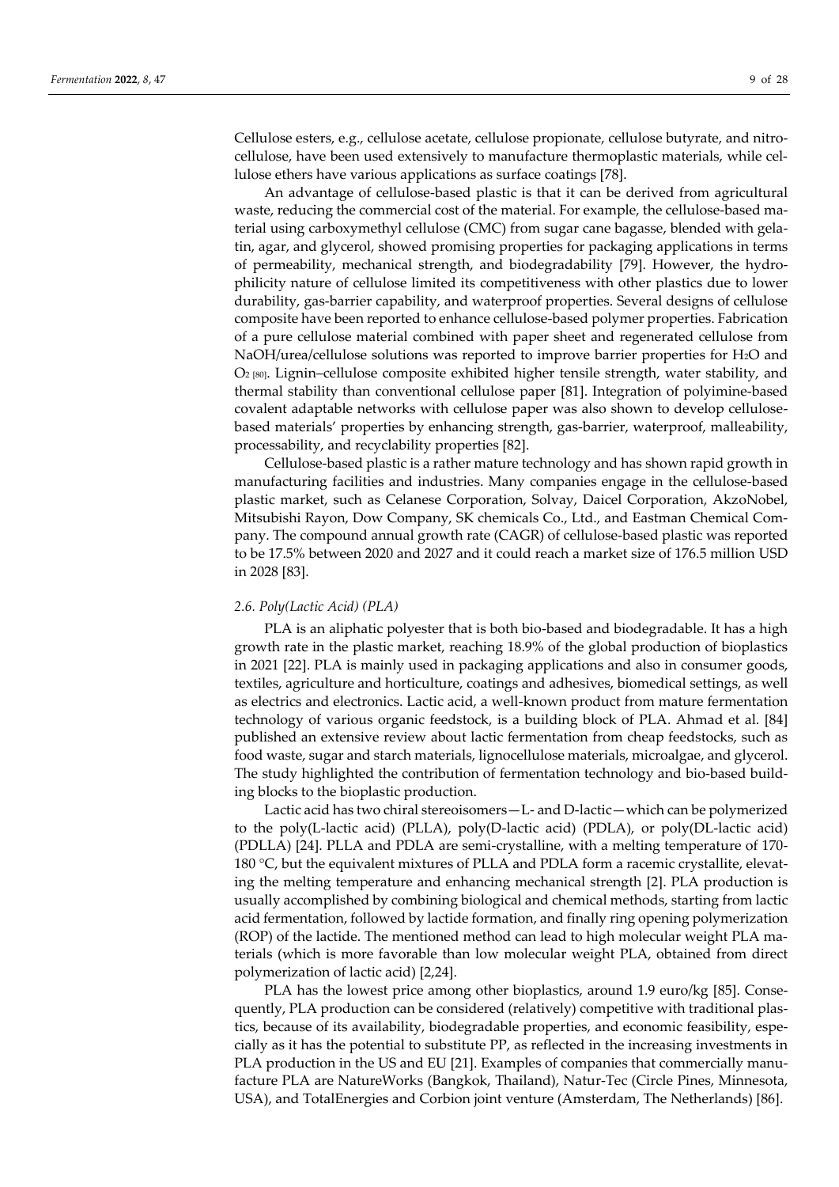Cellulose esters, e.g., cellulose acetate, cellulose propionate, cellulose butyrate, and nitrocellulose, have been used extensively to manufacture thermoplastic materials, while cellulose ethers have various applications as surface coatings [78].

An advantage of cellulose-based plastic is that it can be derived from agricultural waste, reducing the commercial cost of the material. For example, the cellulose-based material using carboxymethyl cellulose (CMC) from sugar cane bagasse, blended with gelatin, agar, and glycerol, showed promising properties for packaging applications in terms of permeability, mechanical strength, and biodegradability [79]. However, the hydrophilicity nature of cellulose limited its competitiveness with other plastics due to lower durability, gas-barrier capability, and waterproof properties. Several designs of cellulose composite have been reported to enhance cellulose-based polymer properties. Fabrication of a pure cellulose material combined with paper sheet and regenerated cellulose from NaOH/urea/cellulose solutions was reported to improve barrier properties for $H_2O$ and $O_2$ [80]. Lignin–cellulose composite exhibited higher tensile strength, water stability, and thermal stability than conventional cellulose paper [81]. Integration of polyimine-based covalent adaptable networks with cellulose paper was also shown to develop cellulose-based materials' properties by enhancing strength, gas-barrier, waterproof, malleability, processability, and recyclability properties [82].

Cellulose-based plastic is a rather mature technology and has shown rapid growth in manufacturing facilities and industries. Many companies engage in the cellulose-based plastic market, such as Celanese Corporation, Solvay, Daicel Corporation, AkzoNobel, Mitsubishi Rayon, Dow Company, SK chemicals Co., Ltd., and Eastman Chemical Company. The compound annual growth rate (CAGR) of cellulose-based plastic was reported to be 17.5% between 2020 and 2027 and it could reach a market size of 176.5 million USD in 2028 [83].

### 2.6. Poly(Lactic Acid) (PLA)

PLA is an aliphatic polyester that is both bio-based and biodegradable. It has a high growth rate in the plastic market, reaching 18.9% of the global production of bioplastics in 2021 [22]. PLA is mainly used in packaging applications and also in consumer goods, textiles, agriculture and horticulture, coatings and adhesives, biomedical settings, as well as electrics and electronics. Lactic acid, a well-known product from mature fermentation technology of various organic feedstock, is a building block of PLA. Ahmad et al. [84] published an extensive review about lactic fermentation from cheap feedstocks, such as food waste, sugar and starch materials, lignocellulose materials, microalgae, and glycerol. The study highlighted the contribution of fermentation technology and bio-based building blocks to the bioplastic production.

Lactic acid has two chiral stereoisomers—L- and D-lactic—which can be polymerized to the poly(L-lactic acid) (PLLA), poly(D-lactic acid) (PDLA), or poly(DL-lactic acid) (PDLLA) [24]. PLLA and PDLA are semi-crystalline, with a melting temperature of 170-180 °C, but the equivalent mixtures of PLLA and PDLA form a racemic crystallite, elevating the melting temperature and enhancing mechanical strength [2]. PLA production is usually accomplished by combining biological and chemical methods, starting from lactic acid fermentation, followed by lactide formation, and finally ring opening polymerization (ROP) of the lactide. The mentioned method can lead to high molecular weight PLA materials (which is more favorable than low molecular weight PLA, obtained from direct polymerization of lactic acid) [2,24].

PLA has the lowest price among other bioplastics, around 1.9 euro/kg [85]. Consequently, PLA production can be considered (relatively) competitive with traditional plastics, because of its availability, biodegradable properties, and economic feasibility, especially as it has the potential to substitute PP, as reflected in the increasing investments in PLA production in the US and EU [21]. Examples of companies that commercially manufacture PLA are NatureWorks (Bangkok, Thailand), Natur-Tec (Circle Pines, Minnesota, USA), and TotalEnergies and Corbion joint venture (Amsterdam, The Netherlands) [86].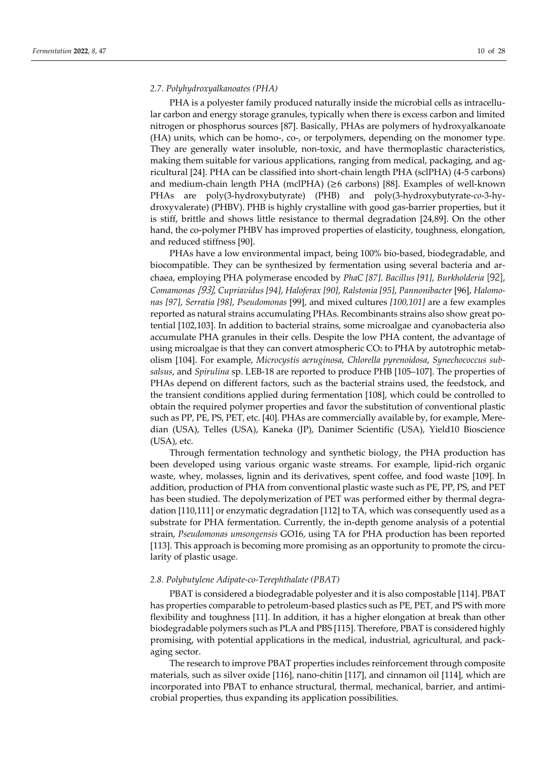### 2.7. Polyhydroxyalkanoates (PHA)

PHA is a polyester family produced naturally inside the microbial cells as intracellular carbon and energy storage granules, typically when there is excess carbon and limited nitrogen or phosphorus sources [87]. Basically, PHAs are polymers of hydroxyalkanoate (HA) units, which can be homo-, co-, or terpolymers, depending on the monomer type. They are generally water insoluble, non-toxic, and have thermoplastic characteristics, making them suitable for various applications, ranging from medical, packaging, and agricultural [24]. PHA can be classified into short-chain length PHA (sclPHA) (4-5 carbons) and medium-chain length PHA (mclPHA) (≥6 carbons) [88]. Examples of well-known PHAs are poly(3-hydroxybutyrate) (PHB) and poly(3-hydroxybutyrate-*co*-3-hydroxyvalerate) (PHBV). PHB is highly crystalline with good gas-barrier properties, but it is stiff, brittle and shows little resistance to thermal degradation [24,89]. On the other hand, the co-polymer PHBV has improved properties of elasticity, toughness, elongation, and reduced stiffness [90].

PHAs have a low environmental impact, being 100% bio-based, biodegradable, and biocompatible. They can be synthesized by fermentation using several bacteria and archaea, employing PHA polymerase encoded by *PhaC [87]*. *Bacillus [91]*, *Burkholderia* [92], *Comamonas [93]*, *Cupriavidus [94]*, *Haloferax [90]*, *Ralstonia [95]*, *Pannonibacter* [96], *Halomonas [97]*, *Serratia [98]*, *Pseudomonas* [99], and mixed cultures *[100,101]* are a few examples reported as natural strains accumulating PHAs. Recombinants strains also show great potential [102,103]. In addition to bacterial strains, some microalgae and cyanobacteria also accumulate PHA granules in their cells. Despite the low PHA content, the advantage of using microalgae is that they can convert atmospheric $CO_2$ to PHA by autotrophic metabolism [104]. For example, *Microcystis aeruginosa*, *Chlorella pyrenoidosa*, *Synechococcus subsalsus*, and *Spirulina* sp. LEB-18 are reported to produce PHB [105–107]. The properties of PHAs depend on different factors, such as the bacterial strains used, the feedstock, and the transient conditions applied during fermentation [108], which could be controlled to obtain the required polymer properties and favor the substitution of conventional plastic such as PP, PE, PS, PET, etc. [40]. PHAs are commercially available by, for example, Meredian (USA), Telles (USA), Kaneka (JP), Danimer Scientific (USA), Yield10 Bioscience (USA), etc.

Through fermentation technology and synthetic biology, the PHA production has been developed using various organic waste streams. For example, lipid-rich organic waste, whey, molasses, lignin and its derivatives, spent coffee, and food waste [109]. In addition, production of PHA from conventional plastic waste such as PE, PP, PS, and PET has been studied. The depolymerization of PET was performed either by thermal degradation [110,111] or enzymatic degradation [112] to TA, which was consequently used as a substrate for PHA fermentation. Currently, the in-depth genome analysis of a potential strain, *Pseudomonas umsongensis* GO16, using TA for PHA production has been reported [113]. This approach is becoming more promising as an opportunity to promote the circularity of plastic usage.

### 2.8. Polybutylene Adipate-co-Terephthalate (PBAT)

PBAT is considered a biodegradable polyester and it is also compostable [114]. PBAT has properties comparable to petroleum-based plastics such as PE, PET, and PS with more flexibility and toughness [11]. In addition, it has a higher elongation at break than other biodegradable polymers such as PLA and PBS [115]. Therefore, PBAT is considered highly promising, with potential applications in the medical, industrial, agricultural, and packaging sector.

The research to improve PBAT properties includes reinforcement through composite materials, such as silver oxide [116], nano-chitin [117], and cinnamon oil [114], which are incorporated into PBAT to enhance structural, thermal, mechanical, barrier, and antimicrobial properties, thus expanding its application possibilities.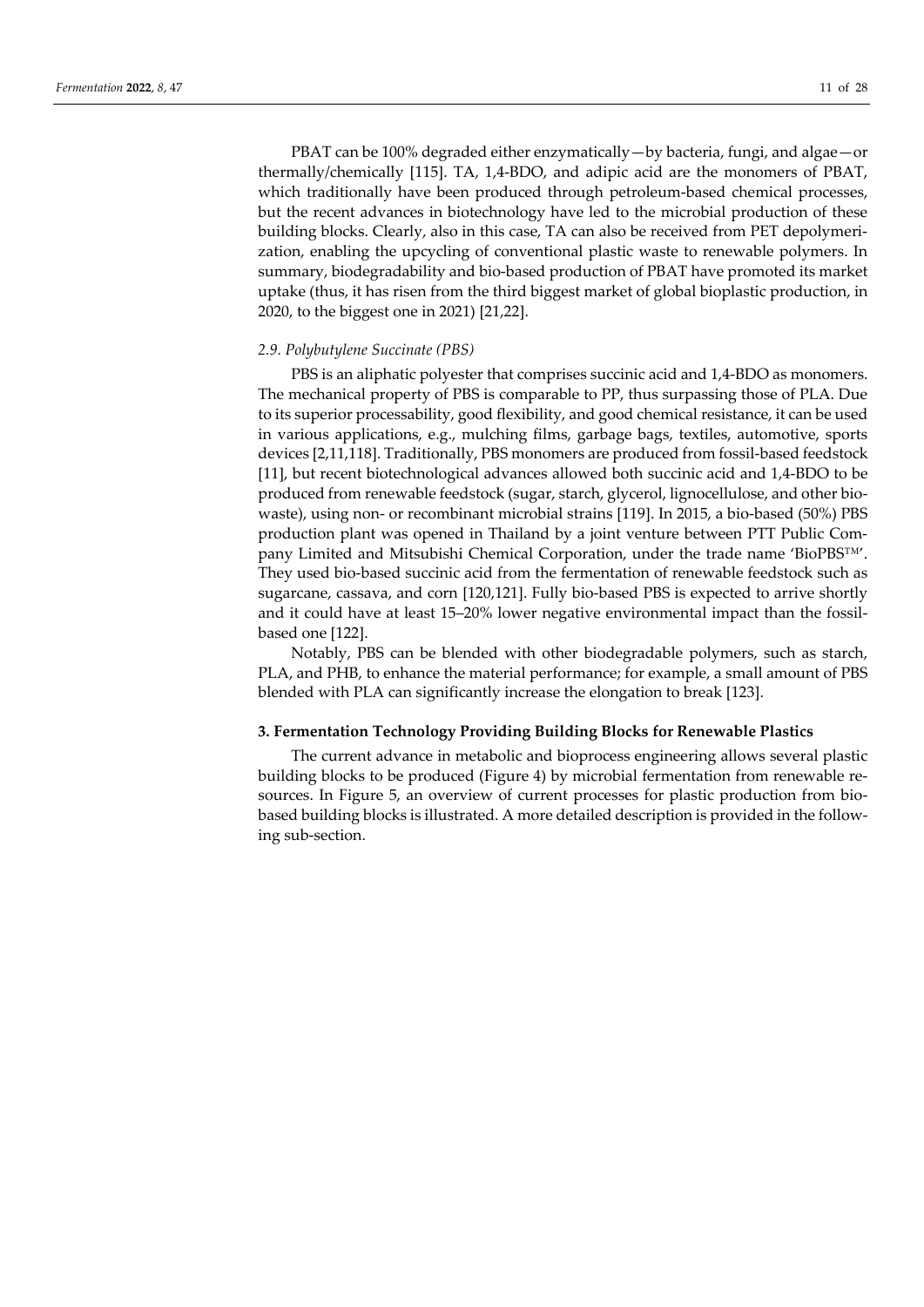PBAT can be 100% degraded either enzymatically—by bacteria, fungi, and algae—or thermally/chemically [115]. TA, 1,4-BDO, and adipic acid are the monomers of PBAT, which traditionally have been produced through petroleum-based chemical processes, but the recent advances in biotechnology have led to the microbial production of these building blocks. Clearly, also in this case, TA can also be received from PET depolymerization, enabling the upcycling of conventional plastic waste to renewable polymers. In summary, biodegradability and bio-based production of PBAT have promoted its market uptake (thus, it has risen from the third biggest market of global bioplastic production, in 2020, to the biggest one in 2021) [21,22].

### *2.9. Polybutylene Succinate (PBS)*

PBS is an aliphatic polyester that comprises succinic acid and 1,4-BDO as monomers. The mechanical property of PBS is comparable to PP, thus surpassing those of PLA. Due to its superior processability, good flexibility, and good chemical resistance, it can be used in various applications, e.g., mulching films, garbage bags, textiles, automotive, sports devices [2,11,118]. Traditionally, PBS monomers are produced from fossil-based feedstock [11], but recent biotechnological advances allowed both succinic acid and 1,4-BDO to be produced from renewable feedstock (sugar, starch, glycerol, lignocellulose, and other bio-waste), using non- or recombinant microbial strains [119]. In 2015, a bio-based (50%) PBS production plant was opened in Thailand by a joint venture between PTT Public Company Limited and Mitsubishi Chemical Corporation, under the trade name 'BioPBS™'. They used bio-based succinic acid from the fermentation of renewable feedstock such as sugarcane, cassava, and corn [120,121]. Fully bio-based PBS is expected to arrive shortly and it could have at least 15–20% lower negative environmental impact than the fossil-based one [122].

Notably, PBS can be blended with other biodegradable polymers, such as starch, PLA, and PHB, to enhance the material performance; for example, a small amount of PBS blended with PLA can significantly increase the elongation to break [123].

## **3. Fermentation Technology Providing Building Blocks for Renewable Plastics**

The current advance in metabolic and bioprocess engineering allows several plastic building blocks to be produced (Figure 4) by microbial fermentation from renewable resources. In Figure 5, an overview of current processes for plastic production from bio-based building blocks is illustrated. A more detailed description is provided in the following sub-section.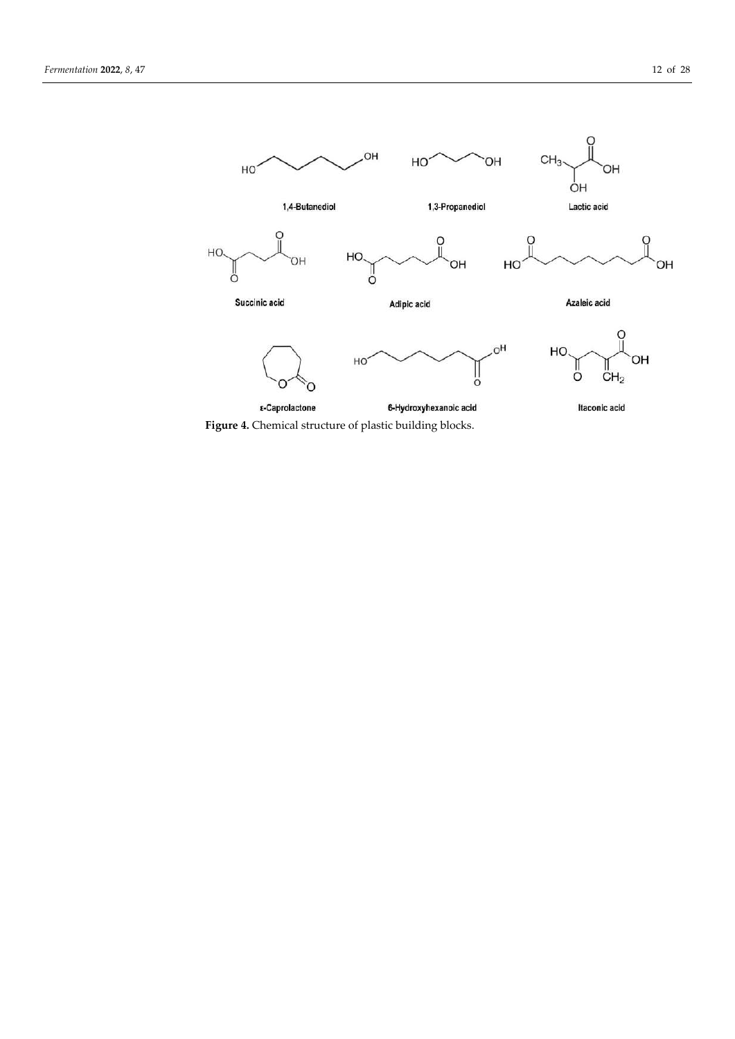**Figure 4.** Chemical structure of plastic building blocks.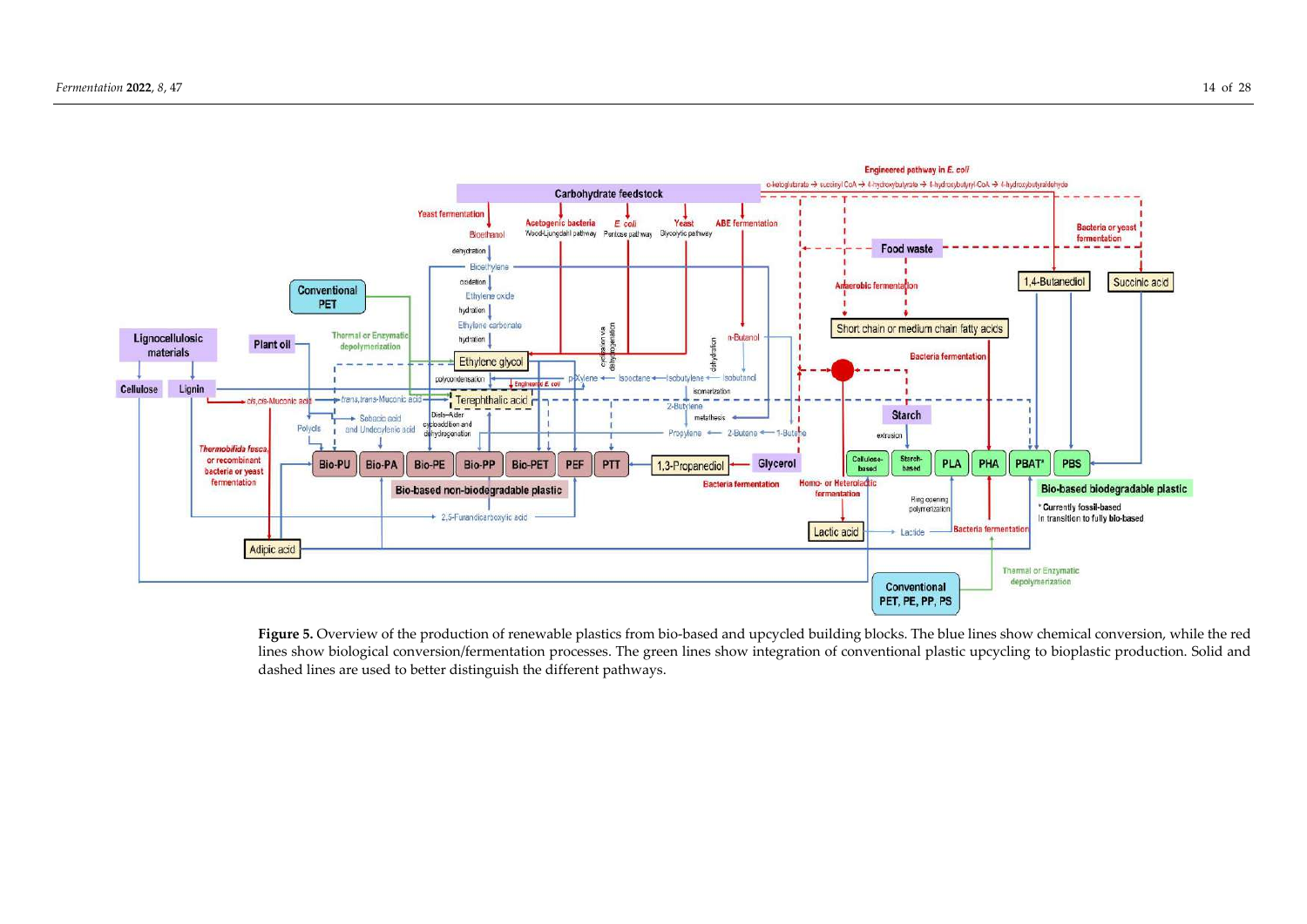**Figure 5.** Overview of the production of renewable plastics from bio-based and upcycled building blocks. The blue lines show chemical conversion, while the red lines show biological conversion/fermentation processes. The green lines show integration of conventional plastic upcycling to bioplastic production. Solid and dashed lines are used to better distinguish the different pathways.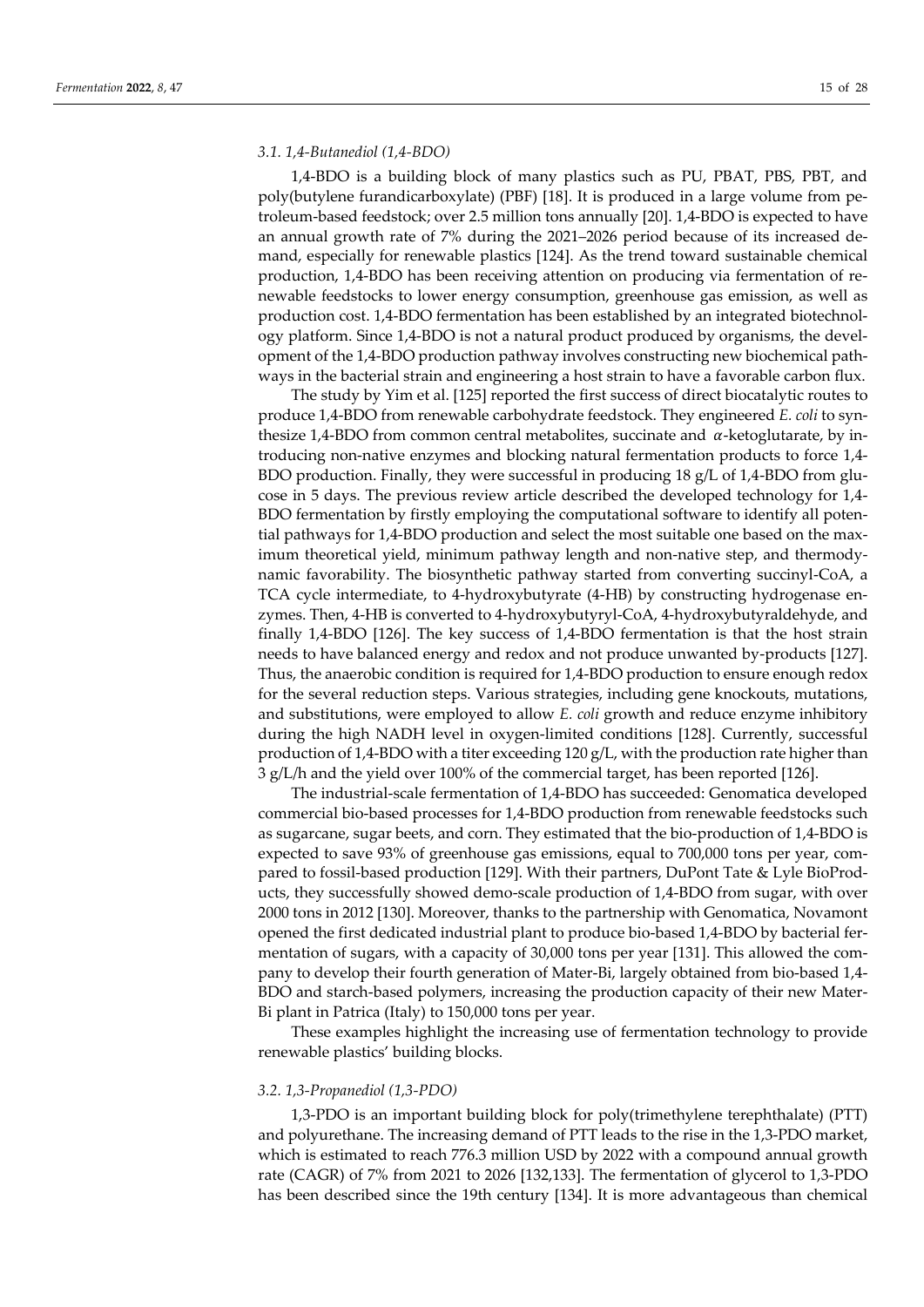### 3.1. 1,4-Butanediol (1,4-BDO)

1,4-BDO is a building block of many plastics such as PU, PBAT, PBS, PBT, and poly(butylene furandicarboxylate) (PBF) [18]. It is produced in a large volume from petroleum-based feedstock; over 2.5 million tons annually [20]. 1,4-BDO is expected to have an annual growth rate of 7% during the 2021–2026 period because of its increased demand, especially for renewable plastics [124]. As the trend toward sustainable chemical production, 1,4-BDO has been receiving attention on producing via fermentation of renewable feedstocks to lower energy consumption, greenhouse gas emission, as well as production cost. 1,4-BDO fermentation has been established by an integrated biotechnology platform. Since 1,4-BDO is not a natural product produced by organisms, the development of the 1,4-BDO production pathway involves constructing new biochemical pathways in the bacterial strain and engineering a host strain to have a favorable carbon flux.

The study by Yim et al. [125] reported the first success of direct biocatalytic routes to produce 1,4-BDO from renewable carbohydrate feedstock. They engineered *E. coli* to synthesize 1,4-BDO from common central metabolites, succinate and $\alpha$-ketoglutarate, by introducing non-native enzymes and blocking natural fermentation products to force 1,4-BDO production. Finally, they were successful in producing 18 g/L of 1,4-BDO from glucose in 5 days. The previous review article described the developed technology for 1,4-BDO fermentation by firstly employing the computational software to identify all potential pathways for 1,4-BDO production and select the most suitable one based on the maximum theoretical yield, minimum pathway length and non-native step, and thermodynamic favorability. The biosynthetic pathway started from converting succinyl-CoA, a TCA cycle intermediate, to 4-hydroxybutyrate (4-HB) by constructing hydrogenase enzymes. Then, 4-HB is converted to 4-hydroxybutyryl-CoA, 4-hydroxybutyraldehyde, and finally 1,4-BDO [126]. The key success of 1,4-BDO fermentation is that the host strain needs to have balanced energy and redox and not produce unwanted by-products [127]. Thus, the anaerobic condition is required for 1,4-BDO production to ensure enough redox for the several reduction steps. Various strategies, including gene knockouts, mutations, and substitutions, were employed to allow *E. coli* growth and reduce enzyme inhibitory during the high NADH level in oxygen-limited conditions [128]. Currently, successful production of 1,4-BDO with a titer exceeding 120 g/L, with the production rate higher than 3 g/L/h and the yield over 100% of the commercial target, has been reported [126].

The industrial-scale fermentation of 1,4-BDO has succeeded: Genomatica developed commercial bio-based processes for 1,4-BDO production from renewable feedstocks such as sugarcane, sugar beets, and corn. They estimated that the bio-production of 1,4-BDO is expected to save 93% of greenhouse gas emissions, equal to 700,000 tons per year, compared to fossil-based production [129]. With their partners, DuPont Tate & Lyle BioProducts, they successfully showed demo-scale production of 1,4-BDO from sugar, with over 2000 tons in 2012 [130]. Moreover, thanks to the partnership with Genomatica, Novamont opened the first dedicated industrial plant to produce bio-based 1,4-BDO by bacterial fermentation of sugars, with a capacity of 30,000 tons per year [131]. This allowed the company to develop their fourth generation of Mater-Bi, largely obtained from bio-based 1,4-BDO and starch-based polymers, increasing the production capacity of their new Mater-Bi plant in Patrica (Italy) to 150,000 tons per year.

These examples highlight the increasing use of fermentation technology to provide renewable plastics' building blocks.

### 3.2. 1,3-Propanediol (1,3-PDO)

1,3-PDO is an important building block for poly(trimethylene terephthalate) (PTT) and polyurethane. The increasing demand of PTT leads to the rise in the 1,3-PDO market, which is estimated to reach 776.3 million USD by 2022 with a compound annual growth rate (CAGR) of 7% from 2021 to 2026 [132,133]. The fermentation of glycerol to 1,3-PDO has been described since the 19th century [134]. It is more advantageous than chemical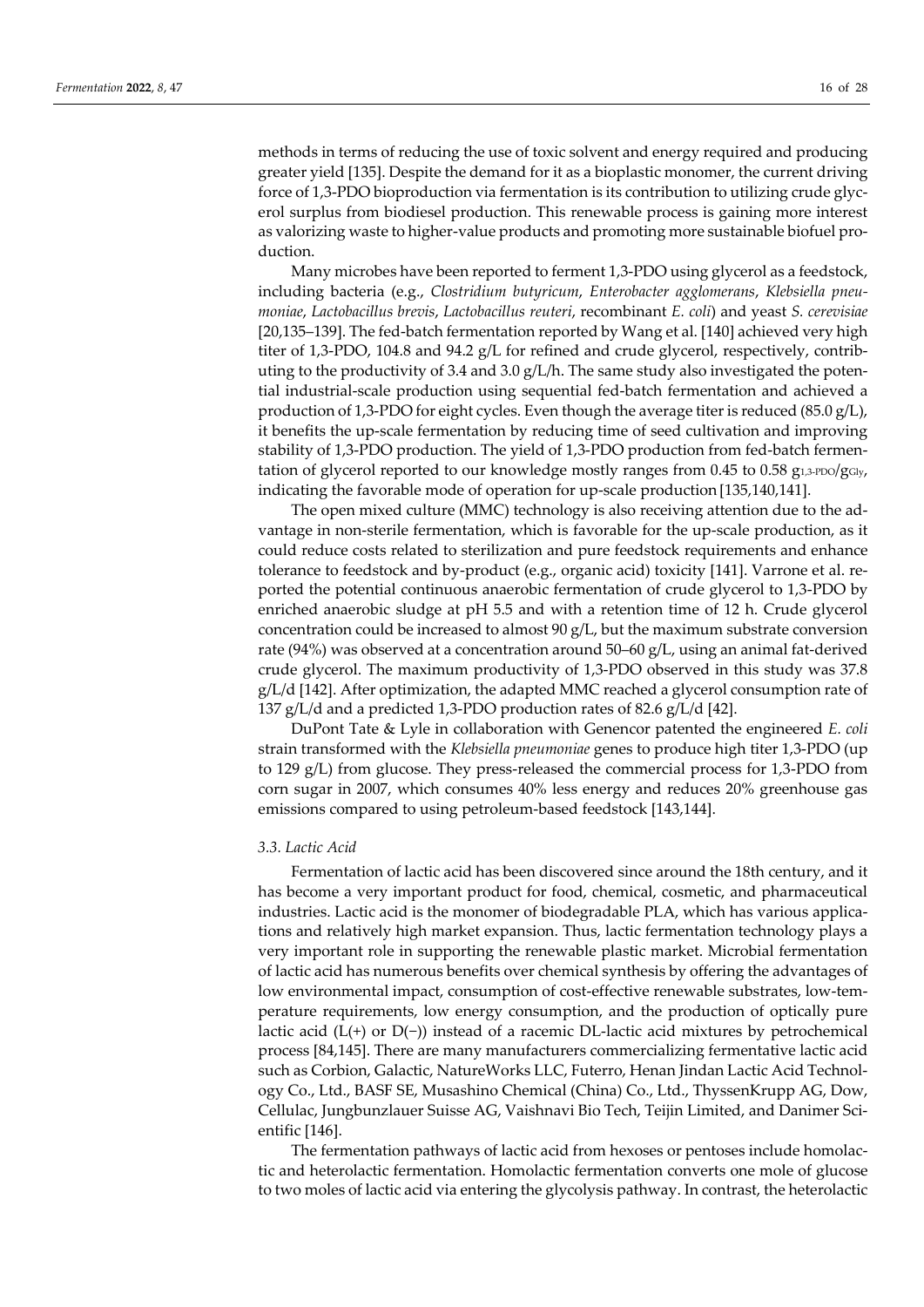methods in terms of reducing the use of toxic solvent and energy required and producing greater yield [135]. Despite the demand for it as a bioplastic monomer, the current driving force of 1,3-PDO bioproduction via fermentation is its contribution to utilizing crude glycerol surplus from biodiesel production. This renewable process is gaining more interest as valorizing waste to higher-value products and promoting more sustainable biofuel production.

Many microbes have been reported to ferment 1,3-PDO using glycerol as a feedstock, including bacteria (e.g., *Clostridium butyricum*, *Enterobacter agglomerans*, *Klebsiella pneumoniae*, *Lactobacillus brevis*, *Lactobacillus reuteri*, recombinant *E. coli*) and yeast *S. cerevisiae* [20,135–139]. The fed-batch fermentation reported by Wang et al. [140] achieved very high titer of 1,3-PDO, 104.8 and 94.2 g/L for refined and crude glycerol, respectively, contributing to the productivity of 3.4 and 3.0 g/L/h. The same study also investigated the potential industrial-scale production using sequential fed-batch fermentation and achieved a production of 1,3-PDO for eight cycles. Even though the average titer is reduced (85.0 g/L), it benefits the up-scale fermentation by reducing time of seed cultivation and improving stability of 1,3-PDO production. The yield of 1,3-PDO production from fed-batch fermentation of glycerol reported to our knowledge mostly ranges from 0.45 to 0.58 $g_{1,3\text{-}PDO}/g_{Gly}$, indicating the favorable mode of operation for up-scale production [135,140,141].

The open mixed culture (MMC) technology is also receiving attention due to the advantage in non-sterile fermentation, which is favorable for the up-scale production, as it could reduce costs related to sterilization and pure feedstock requirements and enhance tolerance to feedstock and by-product (e.g., organic acid) toxicity [141]. Varrone et al. reported the potential continuous anaerobic fermentation of crude glycerol to 1,3-PDO by enriched anaerobic sludge at pH 5.5 and with a retention time of 12 h. Crude glycerol concentration could be increased to almost 90 g/L, but the maximum substrate conversion rate (94%) was observed at a concentration around 50–60 g/L, using an animal fat-derived crude glycerol. The maximum productivity of 1,3-PDO observed in this study was 37.8 g/L/d [142]. After optimization, the adapted MMC reached a glycerol consumption rate of 137 g/L/d and a predicted 1,3-PDO production rates of 82.6 g/L/d [42].

DuPont Tate & Lyle in collaboration with Genencor patented the engineered *E. coli* strain transformed with the *Klebsiella pneumoniae* genes to produce high titer 1,3-PDO (up to 129 g/L) from glucose. They press-released the commercial process for 1,3-PDO from corn sugar in 2007, which consumes 40% less energy and reduces 20% greenhouse gas emissions compared to using petroleum-based feedstock [143,144].

### 3.3. Lactic Acid

Fermentation of lactic acid has been discovered since around the 18th century, and it has become a very important product for food, chemical, cosmetic, and pharmaceutical industries. Lactic acid is the monomer of biodegradable PLA, which has various applications and relatively high market expansion. Thus, lactic fermentation technology plays a very important role in supporting the renewable plastic market. Microbial fermentation of lactic acid has numerous benefits over chemical synthesis by offering the advantages of low environmental impact, consumption of cost-effective renewable substrates, low-temperature requirements, low energy consumption, and the production of optically pure lactic acid (L(+) or D(−)) instead of a racemic DL-lactic acid mixtures by petrochemical process [84,145]. There are many manufacturers commercializing fermentative lactic acid such as Corbion, Galactic, NatureWorks LLC, Futerro, Henan Jindan Lactic Acid Technology Co., Ltd., BASF SE, Musashino Chemical (China) Co., Ltd., ThyssenKrupp AG, Dow, Cellulac, Jungbunzlauer Suisse AG, Vaishnavi Bio Tech, Teijin Limited, and Danimer Scientific [146].

The fermentation pathways of lactic acid from hexoses or pentoses include homolactic and heterolactic fermentation. Homolactic fermentation converts one mole of glucose to two moles of lactic acid via entering the glycolysis pathway. In contrast, the heterolactic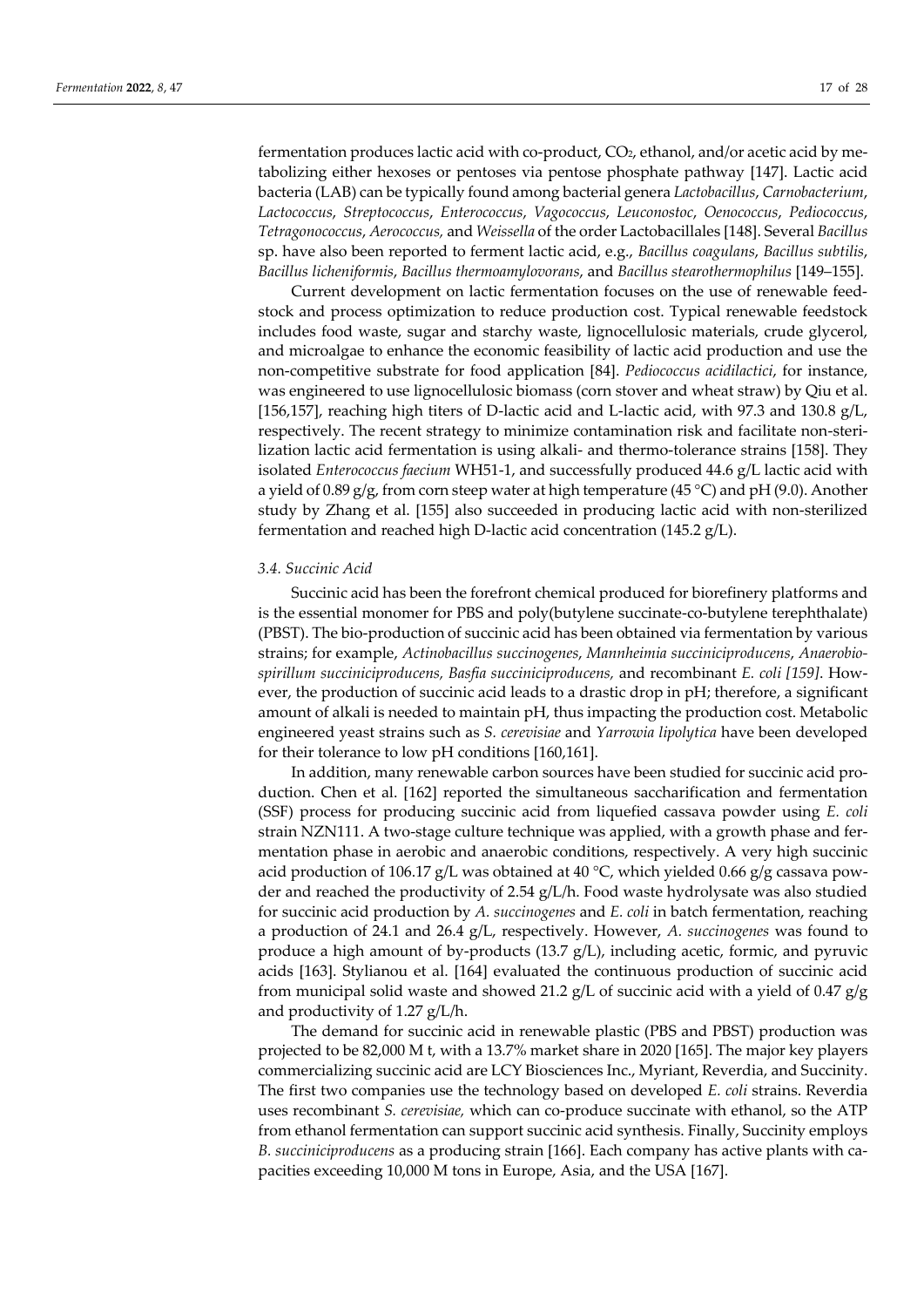fermentation produces lactic acid with co-product, $CO_2$, ethanol, and/or acetic acid by metabolizing either hexoses or pentoses via pentose phosphate pathway [147]. Lactic acid bacteria (LAB) can be typically found among bacterial genera *Lactobacillus*, *Carnobacterium*, *Lactococcus*, *Streptococcus*, *Enterococcus*, *Vagococcus*, *Leuconostoc*, *Oenococcus*, *Pediococcus*, *Tetragonococcus*, *Aerococcus,* and *Weissella* of the order Lactobacillales [148]. Several *Bacillus* sp. have also been reported to ferment lactic acid, e.g., *Bacillus coagulans*, *Bacillus subtilis*, *Bacillus licheniformis*, *Bacillus thermoamylovorans*, and *Bacillus stearothermophilus* [149–155].

Current development on lactic fermentation focuses on the use of renewable feedstock and process optimization to reduce production cost. Typical renewable feedstock includes food waste, sugar and starchy waste, lignocellulosic materials, crude glycerol, and microalgae to enhance the economic feasibility of lactic acid production and use the non-competitive substrate for food application [84]. *Pediococcus acidilactici*, for instance, was engineered to use lignocellulosic biomass (corn stover and wheat straw) by Qiu et al. [156,157], reaching high titers of D-lactic acid and L-lactic acid, with 97.3 and 130.8 g/L, respectively. The recent strategy to minimize contamination risk and facilitate non-sterilization lactic acid fermentation is using alkali- and thermo-tolerance strains [158]. They isolated *Enterococcus faecium* WH51-1, and successfully produced 44.6 g/L lactic acid with a yield of 0.89 g/g, from corn steep water at high temperature (45 °C) and pH (9.0). Another study by Zhang et al. [155] also succeeded in producing lactic acid with non-sterilized fermentation and reached high D-lactic acid concentration (145.2 g/L).

### 3.4. Succinic Acid

Succinic acid has been the forefront chemical produced for biorefinery platforms and is the essential monomer for PBS and poly(butylene succinate-co-butylene terephthalate) (PBST). The bio-production of succinic acid has been obtained via fermentation by various strains; for example, *Actinobacillus succinogenes*, *Mannheimia succiniciproducens*, *Anaerobiospirillum succiniciproducens, Basfia succiniciproducens,* and recombinant *E. coli [159]*. However, the production of succinic acid leads to a drastic drop in pH; therefore, a significant amount of alkali is needed to maintain pH, thus impacting the production cost. Metabolic engineered yeast strains such as *S. cerevisiae* and *Yarrowia lipolytica* have been developed for their tolerance to low pH conditions [160,161].

In addition, many renewable carbon sources have been studied for succinic acid production. Chen et al. [162] reported the simultaneous saccharification and fermentation (SSF) process for producing succinic acid from liquefied cassava powder using *E. coli* strain NZN111. A two-stage culture technique was applied, with a growth phase and fermentation phase in aerobic and anaerobic conditions, respectively. A very high succinic acid production of 106.17 g/L was obtained at 40 °C, which yielded 0.66 g/g cassava powder and reached the productivity of 2.54 g/L/h. Food waste hydrolysate was also studied for succinic acid production by *A. succinogenes* and *E. coli* in batch fermentation, reaching a production of 24.1 and 26.4 g/L, respectively. However, *A. succinogenes* was found to produce a high amount of by-products (13.7 g/L), including acetic, formic, and pyruvic acids [163]. Stylianou et al. [164] evaluated the continuous production of succinic acid from municipal solid waste and showed 21.2 g/L of succinic acid with a yield of 0.47 g/g and productivity of 1.27 g/L/h.

The demand for succinic acid in renewable plastic (PBS and PBST) production was projected to be 82,000 M t, with a 13.7% market share in 2020 [165]. The major key players commercializing succinic acid are LCY Biosciences Inc., Myriant, Reverdia, and Succinity. The first two companies use the technology based on developed *E. coli* strains. Reverdia uses recombinant *S. cerevisiae,* which can co-produce succinate with ethanol, so the ATP from ethanol fermentation can support succinic acid synthesis. Finally, Succinity employs *B. succiniciproducens* as a producing strain [166]. Each company has active plants with capacities exceeding 10,000 M tons in Europe, Asia, and the USA [167].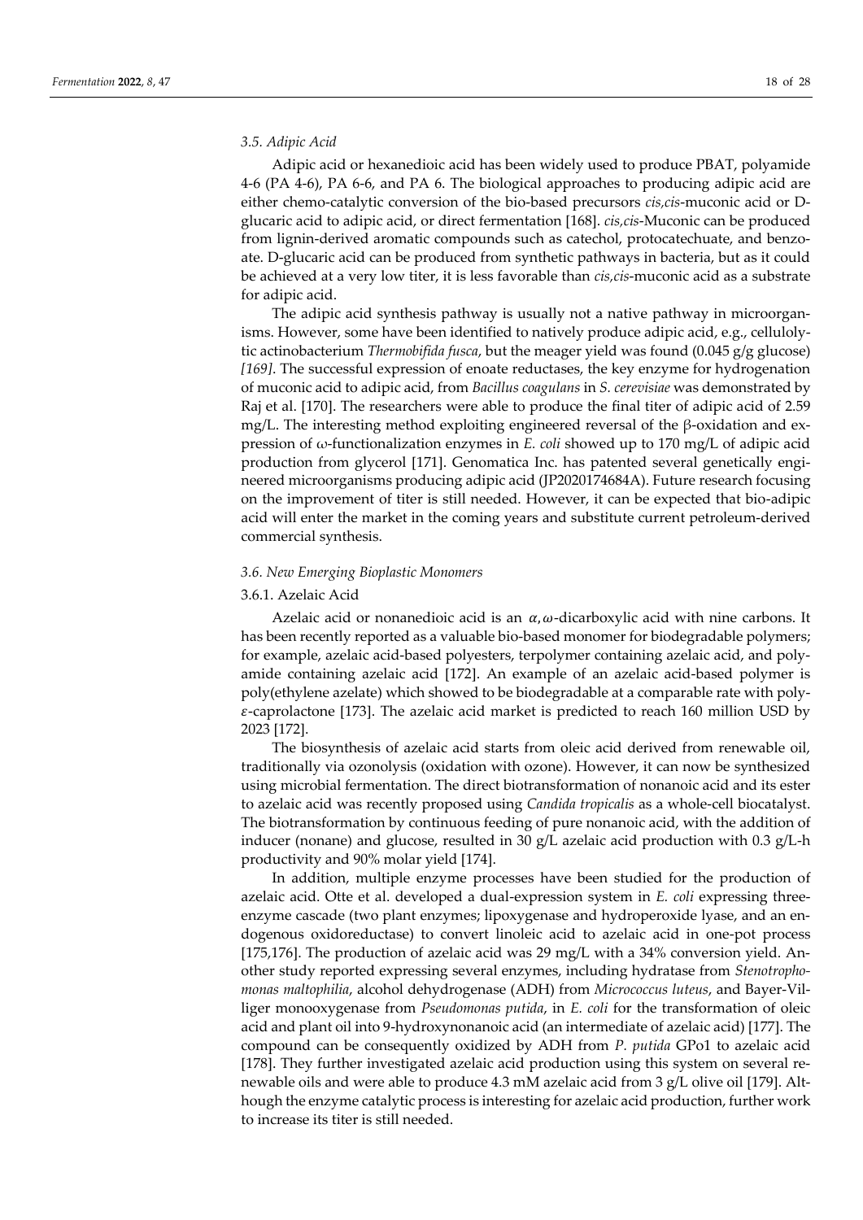### 3.5. Adipic Acid

Adipic acid or hexanedioic acid has been widely used to produce PBAT, polyamide 4-6 (PA 4-6), PA 6-6, and PA 6. The biological approaches to producing adipic acid are either chemo-catalytic conversion of the bio-based precursors *cis,cis*-muconic acid or D-glucaric acid to adipic acid, or direct fermentation [168]. *cis,cis*-Muconic can be produced from lignin-derived aromatic compounds such as catechol, protocatechuate, and benzoate. D-glucaric acid can be produced from synthetic pathways in bacteria, but as it could be achieved at a very low titer, it is less favorable than *cis,cis*-muconic acid as a substrate for adipic acid.

The adipic acid synthesis pathway is usually not a native pathway in microorganisms. However, some have been identified to natively produce adipic acid, e.g., cellulolytic actinobacterium *Thermobifida fusca*, but the meager yield was found (0.045 g/g glucose) *[169]*. The successful expression of enoate reductases, the key enzyme for hydrogenation of muconic acid to adipic acid, from *Bacillus coagulans* in *S. cerevisiae* was demonstrated by Raj et al. [170]. The researchers were able to produce the final titer of adipic acid of 2.59 mg/L. The interesting method exploiting engineered reversal of the β-oxidation and expression of ω-functionalization enzymes in *E. coli* showed up to 170 mg/L of adipic acid production from glycerol [171]. Genomatica Inc. has patented several genetically engineered microorganisms producing adipic acid (JP2020174684A). Future research focusing on the improvement of titer is still needed. However, it can be expected that bio-adipic acid will enter the market in the coming years and substitute current petroleum-derived commercial synthesis.

### 3.6. New Emerging Bioplastic Monomers

#### 3.6.1. Azelaic Acid

Azelaic acid or nonanedioic acid is an $\alpha,\omega$-dicarboxylic acid with nine carbons. It has been recently reported as a valuable bio-based monomer for biodegradable polymers; for example, azelaic acid-based polyesters, terpolymer containing azelaic acid, and polyamide containing azelaic acid [172]. An example of an azelaic acid-based polymer is poly(ethylene azelate) which showed to be biodegradable at a comparable rate with poly-$\varepsilon$-caprolactone [173]. The azelaic acid market is predicted to reach 160 million USD by 2023 [172].

The biosynthesis of azelaic acid starts from oleic acid derived from renewable oil, traditionally via ozonolysis (oxidation with ozone). However, it can now be synthesized using microbial fermentation. The direct biotransformation of nonanoic acid and its ester to azelaic acid was recently proposed using *Candida tropicalis* as a whole-cell biocatalyst. The biotransformation by continuous feeding of pure nonanoic acid, with the addition of inducer (nonane) and glucose, resulted in 30 g/L azelaic acid production with 0.3 g/L-h productivity and 90% molar yield [174].

In addition, multiple enzyme processes have been studied for the production of azelaic acid. Otte et al. developed a dual-expression system in *E. coli* expressing three-enzyme cascade (two plant enzymes; lipoxygenase and hydroperoxide lyase, and an endogenous oxidoreductase) to convert linoleic acid to azelaic acid in one-pot process [175,176]. The production of azelaic acid was 29 mg/L with a 34% conversion yield. Another study reported expressing several enzymes, including hydratase from *Stenotrophomonas maltophilia*, alcohol dehydrogenase (ADH) from *Micrococcus luteus*, and Bayer-Villiger monooxygenase from *Pseudomonas putida*, in *E. coli* for the transformation of oleic acid and plant oil into 9-hydroxynonanoic acid (an intermediate of azelaic acid) [177]. The compound can be consequently oxidized by ADH from *P. putida* GPo1 to azelaic acid [178]. They further investigated azelaic acid production using this system on several renewable oils and were able to produce 4.3 mM azelaic acid from 3 g/L olive oil [179]. Although the enzyme catalytic process is interesting for azelaic acid production, further work to increase its titer is still needed.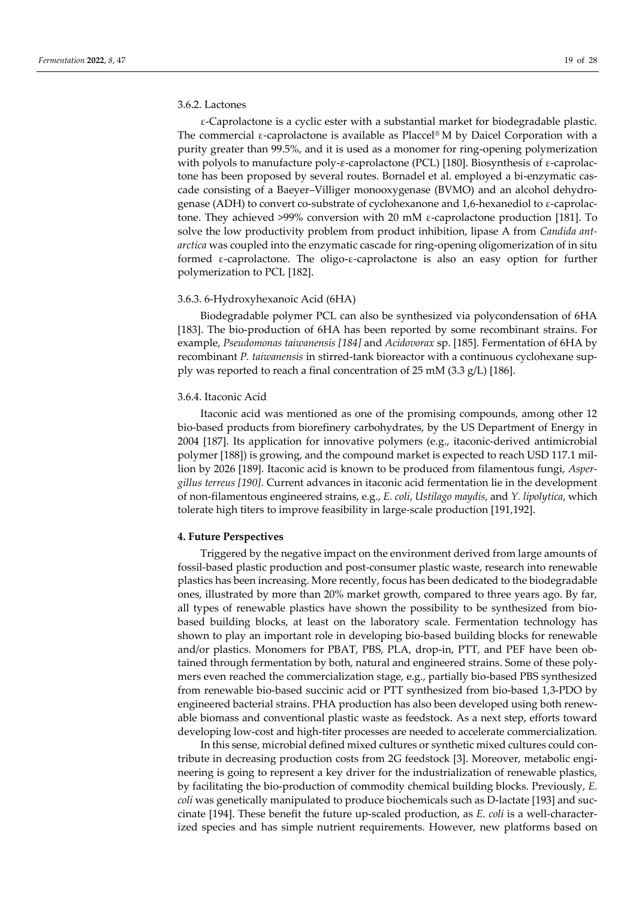#### 3.6.2. Lactones

ε-Caprolactone is a cyclic ester with a substantial market for biodegradable plastic. The commercial ε-caprolactone is available as Placcel® M by Daicel Corporation with a purity greater than 99.5%, and it is used as a monomer for ring-opening polymerization with polyols to manufacture poly-ε-caprolactone (PCL) [180]. Biosynthesis of ε-caprolactone has been proposed by several routes. Bornadel et al. employed a bi-enzymatic cascade consisting of a Baeyer–Villiger monooxygenase (BVMO) and an alcohol dehydrogenase (ADH) to convert co-substrate of cyclohexanone and 1,6-hexanediol to ε-caprolactone. They achieved >99% conversion with 20 mM ε-caprolactone production [181]. To solve the low productivity problem from product inhibition, lipase A from *Candida antarctica* was coupled into the enzymatic cascade for ring-opening oligomerization of in situ formed ε-caprolactone. The oligo-ε-caprolactone is also an easy option for further polymerization to PCL [182].

#### 3.6.3. 6-Hydroxyhexanoic Acid (6HA)

Biodegradable polymer PCL can also be synthesized via polycondensation of 6HA [183]. The bio-production of 6HA has been reported by some recombinant strains. For example, *Pseudomonas taiwanensis [184]* and *Acidovorax* sp. [185]. Fermentation of 6HA by recombinant *P. taiwanensis* in stirred-tank bioreactor with a continuous cyclohexane supply was reported to reach a final concentration of 25 mM (3.3 g/L) [186].

#### 3.6.4. Itaconic Acid

Itaconic acid was mentioned as one of the promising compounds, among other 12 bio-based products from biorefinery carbohydrates, by the US Department of Energy in 2004 [187]. Its application for innovative polymers (e.g., itaconic-derived antimicrobial polymer [188]) is growing, and the compound market is expected to reach USD 117.1 million by 2026 [189]. Itaconic acid is known to be produced from filamentous fungi, *Aspergillus terreus [190]*. Current advances in itaconic acid fermentation lie in the development of non-filamentous engineered strains, e.g., *E. coli*, *Ustilago maydis*, and *Y. lipolytica*, which tolerate high titers to improve feasibility in large-scale production [191,192].

## 4. Future Perspectives

Triggered by the negative impact on the environment derived from large amounts of fossil-based plastic production and post-consumer plastic waste, research into renewable plastics has been increasing. More recently, focus has been dedicated to the biodegradable ones, illustrated by more than 20% market growth, compared to three years ago. By far, all types of renewable plastics have shown the possibility to be synthesized from bio-based building blocks, at least on the laboratory scale. Fermentation technology has shown to play an important role in developing bio-based building blocks for renewable and/or plastics. Monomers for PBAT, PBS, PLA, drop-in, PTT, and PEF have been obtained through fermentation by both, natural and engineered strains. Some of these polymers even reached the commercialization stage, e.g., partially bio-based PBS synthesized from renewable bio-based succinic acid or PTT synthesized from bio-based 1,3-PDO by engineered bacterial strains. PHA production has also been developed using both renewable biomass and conventional plastic waste as feedstock. As a next step, efforts toward developing low-cost and high-titer processes are needed to accelerate commercialization.

In this sense, microbial defined mixed cultures or synthetic mixed cultures could contribute in decreasing production costs from 2G feedstock [3]. Moreover, metabolic engineering is going to represent a key driver for the industrialization of renewable plastics, by facilitating the bio-production of commodity chemical building blocks. Previously, *E. coli* was genetically manipulated to produce biochemicals such as D-lactate [193] and succinate [194]. These benefit the future up-scaled production, as *E. coli* is a well-characterized species and has simple nutrient requirements. However, new platforms based on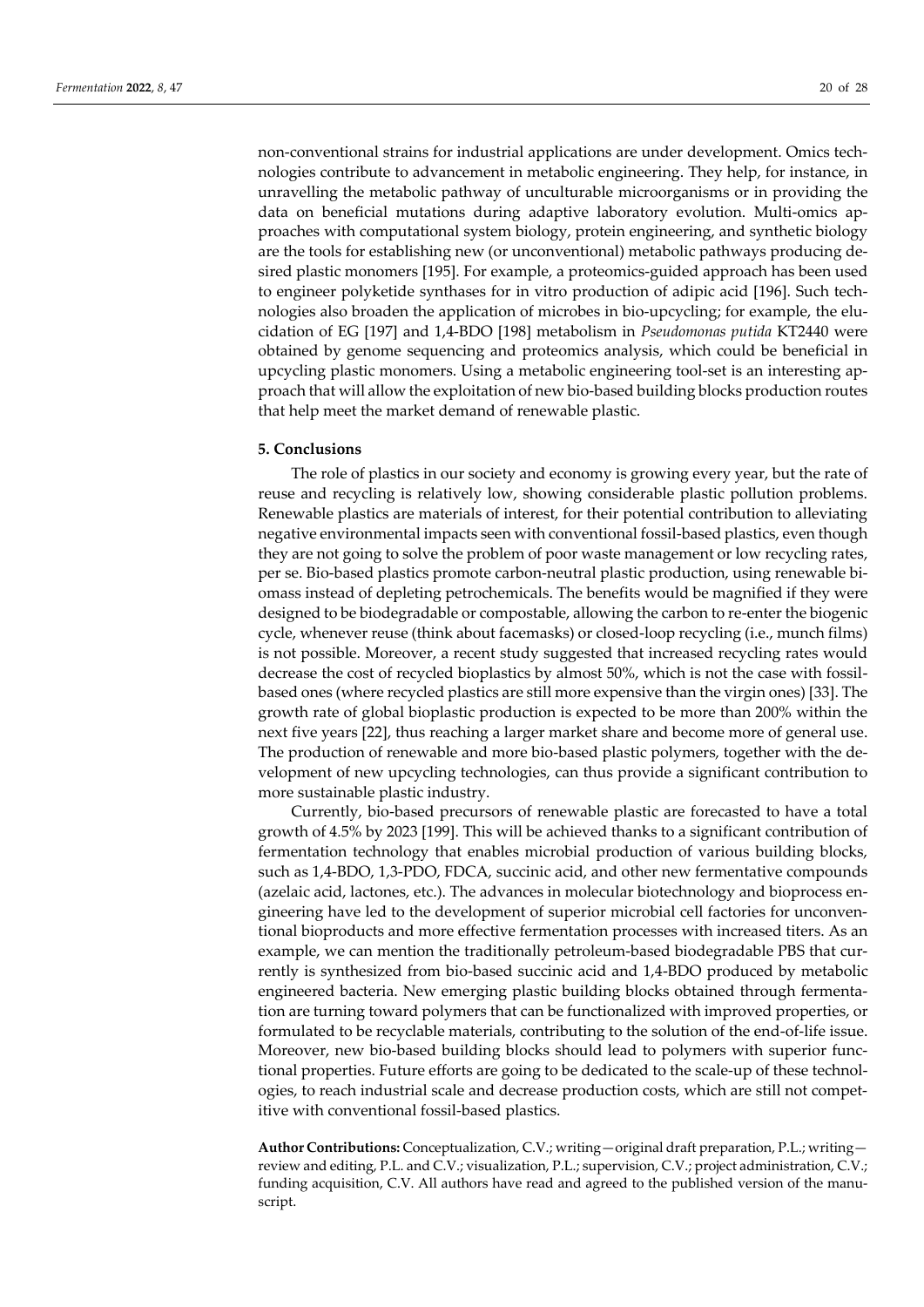non-conventional strains for industrial applications are under development. Omics technologies contribute to advancement in metabolic engineering. They help, for instance, in unravelling the metabolic pathway of unculturable microorganisms or in providing the data on beneficial mutations during adaptive laboratory evolution. Multi-omics approaches with computational system biology, protein engineering, and synthetic biology are the tools for establishing new (or unconventional) metabolic pathways producing desired plastic monomers [195]. For example, a proteomics-guided approach has been used to engineer polyketide synthases for in vitro production of adipic acid [196]. Such technologies also broaden the application of microbes in bio-upcycling; for example, the elucidation of EG [197] and 1,4-BDO [198] metabolism in *Pseudomonas putida* KT2440 were obtained by genome sequencing and proteomics analysis, which could be beneficial in upcycling plastic monomers. Using a metabolic engineering tool-set is an interesting approach that will allow the exploitation of new bio-based building blocks production routes that help meet the market demand of renewable plastic.

## 5. Conclusions

The role of plastics in our society and economy is growing every year, but the rate of reuse and recycling is relatively low, showing considerable plastic pollution problems. Renewable plastics are materials of interest, for their potential contribution to alleviating negative environmental impacts seen with conventional fossil-based plastics, even though they are not going to solve the problem of poor waste management or low recycling rates, per se. Bio-based plastics promote carbon-neutral plastic production, using renewable biomass instead of depleting petrochemicals. The benefits would be magnified if they were designed to be biodegradable or compostable, allowing the carbon to re-enter the biogenic cycle, whenever reuse (think about facemasks) or closed-loop recycling (i.e., munch films) is not possible. Moreover, a recent study suggested that increased recycling rates would decrease the cost of recycled bioplastics by almost 50%, which is not the case with fossil-based ones (where recycled plastics are still more expensive than the virgin ones) [33]. The growth rate of global bioplastic production is expected to be more than 200% within the next five years [22], thus reaching a larger market share and become more of general use. The production of renewable and more bio-based plastic polymers, together with the development of new upcycling technologies, can thus provide a significant contribution to more sustainable plastic industry.

Currently, bio-based precursors of renewable plastic are forecasted to have a total growth of 4.5% by 2023 [199]. This will be achieved thanks to a significant contribution of fermentation technology that enables microbial production of various building blocks, such as 1,4-BDO, 1,3-PDO, FDCA, succinic acid, and other new fermentative compounds (azelaic acid, lactones, etc.). The advances in molecular biotechnology and bioprocess engineering have led to the development of superior microbial cell factories for unconventional bioproducts and more effective fermentation processes with increased titers. As an example, we can mention the traditionally petroleum-based biodegradable PBS that currently is synthesized from bio-based succinic acid and 1,4-BDO produced by metabolic engineered bacteria. New emerging plastic building blocks obtained through fermentation are turning toward polymers that can be functionalized with improved properties, or formulated to be recyclable materials, contributing to the solution of the end-of-life issue. Moreover, new bio-based building blocks should lead to polymers with superior functional properties. Future efforts are going to be dedicated to the scale-up of these technologies, to reach industrial scale and decrease production costs, which are still not competitive with conventional fossil-based plastics.

**Author Contributions:** Conceptualization, C.V.; writing—original draft preparation, P.L.; writing—review and editing, P.L. and C.V.; visualization, P.L.; supervision, C.V.; project administration, C.V.; funding acquisition, C.V. All authors have read and agreed to the published version of the manuscript.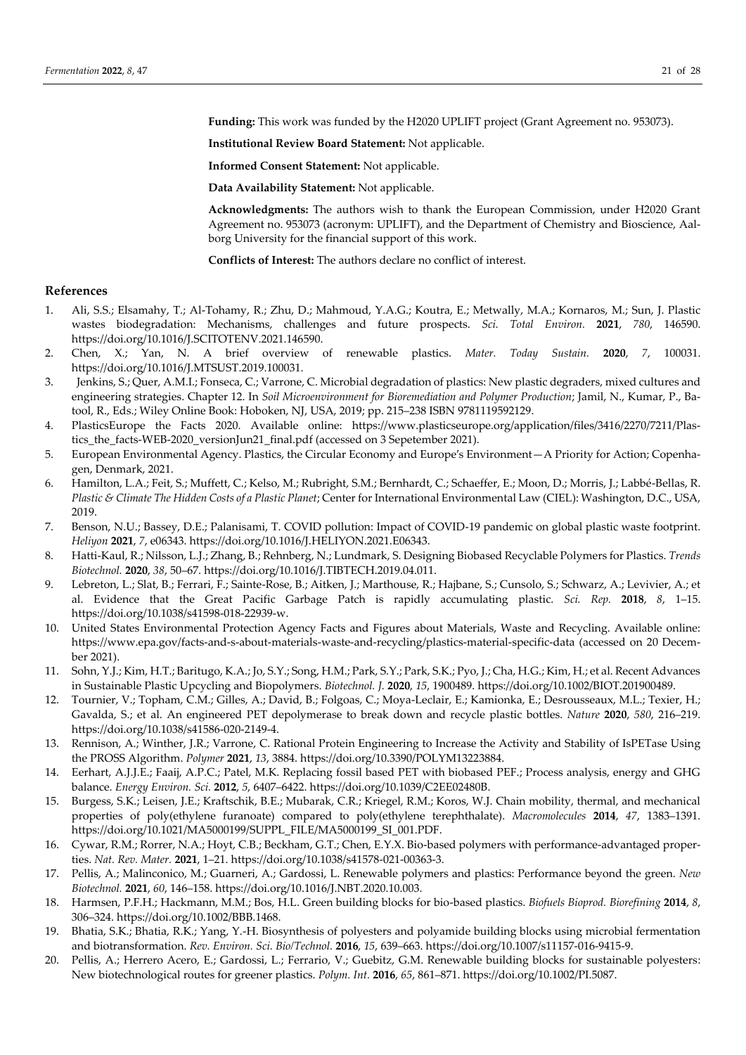**Funding:** This work was funded by the H2020 UPLIFT project (Grant Agreement no. 953073).

**Institutional Review Board Statement:** Not applicable.

**Informed Consent Statement:** Not applicable.

**Data Availability Statement:** Not applicable.

**Acknowledgments:** The authors wish to thank the European Commission, under H2020 Grant Agreement no. 953073 (acronym: UPLIFT), and the Department of Chemistry and Bioscience, Aalborg University for the financial support of this work.

**Conflicts of Interest:** The authors declare no conflict of interest.

## References

1. Ali, S.S.; Elsamahy, T.; Al-Tohamy, R.; Zhu, D.; Mahmoud, Y.A.G.; Koutra, E.; Metwally, M.A.; Kornaros, M.; Sun, J. Plastic wastes biodegradation: Mechanisms, challenges and future prospects. *Sci. Total Environ.* **2021**, *780*, 146590. https://doi.org/10.1016/J.SCITOTENV.2021.146590.
2. Chen, X.; Yan, N. A brief overview of renewable plastics. *Mater. Today Sustain.* **2020**, *7*, 100031. https://doi.org/10.1016/J.MTSUST.2019.100031.
3. Jenkins, S.; Quer, A.M.I.; Fonseca, C.; Varrone, C. Microbial degradation of plastics: New plastic degraders, mixed cultures and engineering strategies. Chapter 12. In *Soil Microenvironment for Bioremediation and Polymer Production*; Jamil, N., Kumar, P., Batool, R., Eds.; Wiley Online Book: Hoboken, NJ, USA, 2019; pp. 215–238 ISBN 9781119592129.
4. PlasticsEurope the Facts 2020. Available online: https://www.plasticseurope.org/application/files/3416/2270/7211/Plastics_the_facts-WEB-2020_versionJun21_final.pdf (accessed on 3 Sepetember 2021).
5. European Environmental Agency. Plastics, the Circular Economy and Europe's Environment—A Priority for Action; Copenhagen, Denmark, 2021.
6. Hamilton, L.A.; Feit, S.; Muffett, C.; Kelso, M.; Rubright, S.M.; Bernhardt, C.; Schaeffer, E.; Moon, D.; Morris, J.; Labbé-Bellas, R. *Plastic & Climate The Hidden Costs of a Plastic Planet*; Center for International Environmental Law (CIEL): Washington, D.C., USA, 2019.
7. Benson, N.U.; Bassey, D.E.; Palanisami, T. COVID pollution: Impact of COVID-19 pandemic on global plastic waste footprint. *Heliyon* **2021**, *7*, e06343. https://doi.org/10.1016/J.HELIYON.2021.E06343.
8. Hatti-Kaul, R.; Nilsson, L.J.; Zhang, B.; Rehnberg, N.; Lundmark, S. Designing Biobased Recyclable Polymers for Plastics. *Trends Biotechnol.* **2020**, *38*, 50–67. https://doi.org/10.1016/J.TIBTECH.2019.04.011.
9. Lebreton, L.; Slat, B.; Ferrari, F.; Sainte-Rose, B.; Aitken, J.; Marthouse, R.; Hajbane, S.; Cunsolo, S.; Schwarz, A.; Levivier, A.; et al. Evidence that the Great Pacific Garbage Patch is rapidly accumulating plastic. *Sci. Rep.* **2018**, *8*, 1–15. https://doi.org/10.1038/s41598-018-22939-w.
10. United States Environmental Protection Agency Facts and Figures about Materials, Waste and Recycling. Available online: https://www.epa.gov/facts-and-s-about-materials-waste-and-recycling/plastics-material-specific-data (accessed on 20 December 2021).
11. Sohn, Y.J.; Kim, H.T.; Baritugo, K.A.; Jo, S.Y.; Song, H.M.; Park, S.Y.; Park, S.K.; Pyo, J.; Cha, H.G.; Kim, H.; et al. Recent Advances in Sustainable Plastic Upcycling and Biopolymers. *Biotechnol. J.* **2020**, *15*, 1900489. https://doi.org/10.1002/BIOT.201900489.
12. Tournier, V.; Topham, C.M.; Gilles, A.; David, B.; Folgoas, C.; Moya-Leclair, E.; Kamionka, E.; Desrousseaux, M.L.; Texier, H.; Gavalda, S.; et al. An engineered PET depolymerase to break down and recycle plastic bottles. *Nature* **2020**, *580*, 216–219. https://doi.org/10.1038/s41586-020-2149-4.
13. Rennison, A.; Winther, J.R.; Varrone, C. Rational Protein Engineering to Increase the Activity and Stability of IsPETase Using the PROSS Algorithm. *Polymer* **2021**, *13*, 3884. https://doi.org/10.3390/POLYM13223884.
14. Eerhart, A.J.J.E.; Faaij, A.P.C.; Patel, M.K. Replacing fossil based PET with biobased PEF.; Process analysis, energy and GHG balance. *Energy Environ. Sci.* **2012**, *5*, 6407–6422. https://doi.org/10.1039/C2EE02480B.
15. Burgess, S.K.; Leisen, J.E.; Kraftschik, B.E.; Mubarak, C.R.; Kriegel, R.M.; Koros, W.J. Chain mobility, thermal, and mechanical properties of poly(ethylene furanoate) compared to poly(ethylene terephthalate). *Macromolecules* **2014**, *47*, 1383–1391. https://doi.org/10.1021/MA5000199/SUPPL_FILE/MA5000199_SI_001.PDF.
16. Cywar, R.M.; Rorrer, N.A.; Hoyt, C.B.; Beckham, G.T.; Chen, E.Y.X. Bio-based polymers with performance-advantaged properties. *Nat. Rev. Mater.* **2021**, 1–21. https://doi.org/10.1038/s41578-021-00363-3.
17. Pellis, A.; Malinconico, M.; Guarneri, A.; Gardossi, L. Renewable polymers and plastics: Performance beyond the green. *New Biotechnol.* **2021**, *60*, 146–158. https://doi.org/10.1016/J.NBT.2020.10.003.
18. Harmsen, P.F.H.; Hackmann, M.M.; Bos, H.L. Green building blocks for bio-based plastics. *Biofuels Bioprod. Biorefining* **2014**, *8*, 306–324. https://doi.org/10.1002/BBB.1468.
19. Bhatia, S.K.; Bhatia, R.K.; Yang, Y.-H. Biosynthesis of polyesters and polyamide building blocks using microbial fermentation and biotransformation. *Rev. Environ. Sci. Bio/Technol.* **2016**, *15*, 639–663. https://doi.org/10.1007/s11157-016-9415-9.
20. Pellis, A.; Herrero Acero, E.; Gardossi, L.; Ferrario, V.; Guebitz, G.M. Renewable building blocks for sustainable polyesters: New biotechnological routes for greener plastics. *Polym. Int.* **2016**, *65*, 861–871. https://doi.org/10.1002/PI.5087.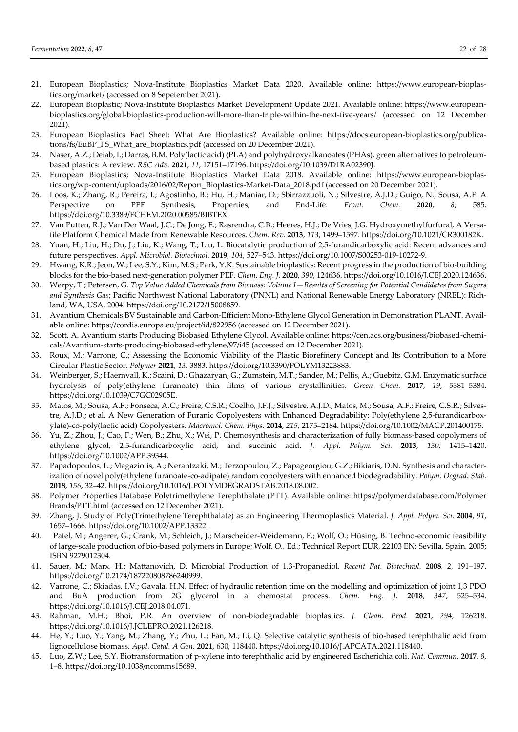21. European Bioplastics; Nova-Institute Bioplastics Market Data 2020. Available online: https://www.european-bioplastics.org/market/ (accessed on 8 Sepetember 2021).
22. European Bioplastic; Nova-Institute Bioplastics Market Development Update 2021. Available online: https://www.european-bioplastics.org/global-bioplastics-production-will-more-than-triple-within-the-next-five-years/ (accessed on 12 December 2021).
23. European Bioplastics Fact Sheet: What Are Bioplastics? Available online: https://docs.european-bioplastics.org/publications/fs/EuBP_FS_What_are_bioplastics.pdf (accessed on 20 December 2021).
24. Naser, A.Z.; Deiab, I.; Darras, B.M. Poly(lactic acid) (PLA) and polyhydroxyalkanoates (PHAs), green alternatives to petroleum-based plastics: A review. *RSC Adv.* **2021**, *11*, 17151–17196. https://doi.org/10.1039/D1RA02390J.
25. European Bioplastics; Nova-Institute Bioplastics Market Data 2018. Available online: https://www.european-bioplastics.org/wp-content/uploads/2016/02/Report_Bioplastics-Market-Data_2018.pdf (accessed on 20 December 2021).
26. Loos, K.; Zhang, R.; Pereira, I.; Agostinho, B.; Hu, H.; Maniar, D.; Sbirrazzuoli, N.; Silvestre, A.J.D.; Guigo, N.; Sousa, A.F. A Perspective on PEF Synthesis, Properties, and End-Life. *Front. Chem.* **2020**, *8*, 585. https://doi.org/10.3389/FCHEM.2020.00585/BIBTEX.
27. Van Putten, R.J.; Van Der Waal, J.C.; De Jong, E.; Rasrendra, C.B.; Heeres, H.J.; De Vries, J.G. Hydroxymethylfurfural, A Versatile Platform Chemical Made from Renewable Resources. *Chem. Rev.* **2013**, *113*, 1499–1597. https://doi.org/10.1021/CR300182K.
28. Yuan, H.; Liu, H.; Du, J.; Liu, K.; Wang, T.; Liu, L. Biocatalytic production of 2,5-furandicarboxylic acid: Recent advances and future perspectives. *Appl. Microbiol. Biotechnol.* **2019**, *104*, 527–543. https://doi.org/10.1007/S00253-019-10272-9.
29. Hwang, K.R.; Jeon, W.; Lee, S.Y.; Kim, M.S.; Park, Y.K. Sustainable bioplastics: Recent progress in the production of bio-building blocks for the bio-based next-generation polymer PEF. *Chem. Eng. J.* **2020**, *390*, 124636. https://doi.org/10.1016/J.CEJ.2020.124636.
30. Werpy, T.; Petersen, G. *Top Value Added Chemicals from Biomass: Volume I—Results of Screening for Potential Candidates from Sugars and Synthesis Gas*; Pacific Northwest National Laboratory (PNNL) and National Renewable Energy Laboratory (NREL): Richland, WA, USA, 2004. https://doi.org/10.2172/15008859.
31. Avantium Chemicals BV Sustainable and Carbon-Efficient Mono-Ethylene Glycol Generation in Demonstration PLANT. Available online: https://cordis.europa.eu/project/id/822956 (accessed on 12 December 2021).
32. Scott, A. Avantium starts Producing Biobased Ethylene Glycol. Available online: https://cen.acs.org/business/biobased-chemicals/Avantium-starts-producing-biobased-ethylene/97/i45 (accessed on 12 December 2021).
33. Roux, M.; Varrone, C.; Assessing the Economic Viability of the Plastic Biorefinery Concept and Its Contribution to a More Circular Plastic Sector. *Polymer* **2021**, *13*, 3883. https://doi.org/10.3390/POLYM13223883.
34. Weinberger, S.; Haernvall, K.; Scaini, D.; Ghazaryan, G.; Zumstein, M.T.; Sander, M.; Pellis, A.; Guebitz, G.M. Enzymatic surface hydrolysis of poly(ethylene furanoate) thin films of various crystallinities. *Green Chem.* **2017**, *19*, 5381–5384. https://doi.org/10.1039/C7GC02905E.
35. Matos, M.; Sousa, A.F.; Fonseca, A.C.; Freire, C.S.R.; Coelho, J.F.J.; Silvestre, A.J.D.; Matos, M.; Sousa, A.F.; Freire, C.S.R.; Silvestre, A.J.D.; et al. A New Generation of Furanic Copolyesters with Enhanced Degradability: Poly(ethylene 2,5-furandicarboxylate)-co-poly(lactic acid) Copolyesters. *Macromol. Chem. Phys.* **2014**, *215*, 2175–2184. https://doi.org/10.1002/MACP.201400175.
36. Yu, Z.; Zhou, J.; Cao, F.; Wen, B.; Zhu, X.; Wei, P. Chemosynthesis and characterization of fully biomass-based copolymers of ethylene glycol, 2,5-furandicarboxylic acid, and succinic acid. *J. Appl. Polym. Sci.* **2013**, *130*, 1415–1420. https://doi.org/10.1002/APP.39344.
37. Papadopoulos, L.; Magaziotis, A.; Nerantzaki, M.; Terzopoulou, Z.; Papageorgiou, G.Z.; Bikiaris, D.N. Synthesis and characterization of novel poly(ethylene furanoate-co-adipate) random copolyesters with enhanced biodegradability. *Polym. Degrad. Stab.* **2018**, *156*, 32–42. https://doi.org/10.1016/J.POLYMDEGRADSTAB.2018.08.002.
38. Polymer Properties Database Polytrimethylene Terephthalate (PTT). Available online: https://polymerdatabase.com/Polymer Brands/PTT.html (accessed on 12 December 2021).
39. Zhang, J. Study of Poly(Trimethylene Terephthalate) as an Engineering Thermoplastics Material. *J. Appl. Polym. Sci.* **2004**, *91*, 1657–1666. https://doi.org/10.1002/APP.13322.
40. Patel, M.; Angerer, G.; Crank, M.; Schleich, J.; Marscheider-Weidemann, F.; Wolf, O.; Hüsing, B. Techno-economic feasibility of large-scale production of bio-based polymers in Europe; Wolf, O., Ed.; Technical Report EUR, 22103 EN: Sevilla, Spain, 2005; ISBN 9279012304.
41. Sauer, M.; Marx, H.; Mattanovich, D. Microbial Production of 1,3-Propanediol. *Recent Pat. Biotechnol.* **2008**, *2*, 191–197. https://doi.org/10.2174/187220808786240999.
42. Varrone, C.; Skiadas, I.V.; Gavala, H.N. Effect of hydraulic retention time on the modelling and optimization of joint 1,3 PDO and BuA production from 2G glycerol in a chemostat process. *Chem. Eng. J.* **2018**, *347*, 525–534. https://doi.org/10.1016/J.CEJ.2018.04.071.
43. Rahman, M.H.; Bhoi, P.R. An overview of non-biodegradable bioplastics. *J. Clean. Prod.* **2021**, *294*, 126218. https://doi.org/10.1016/J.JCLEPRO.2021.126218.
44. He, Y.; Luo, Y.; Yang, M.; Zhang, Y.; Zhu, L.; Fan, M.; Li, Q. Selective catalytic synthesis of bio-based terephthalic acid from lignocellulose biomass. *Appl. Catal. A Gen.* **2021**, 630, 118440. https://doi.org/10.1016/J.APCATA.2021.118440.
45. Luo, Z.W.; Lee, S.Y. Biotransformation of p-xylene into terephthalic acid by engineered Escherichia coli. *Nat. Commun.* **2017**, *8*, 1–8. https://doi.org/10.1038/ncomms15689.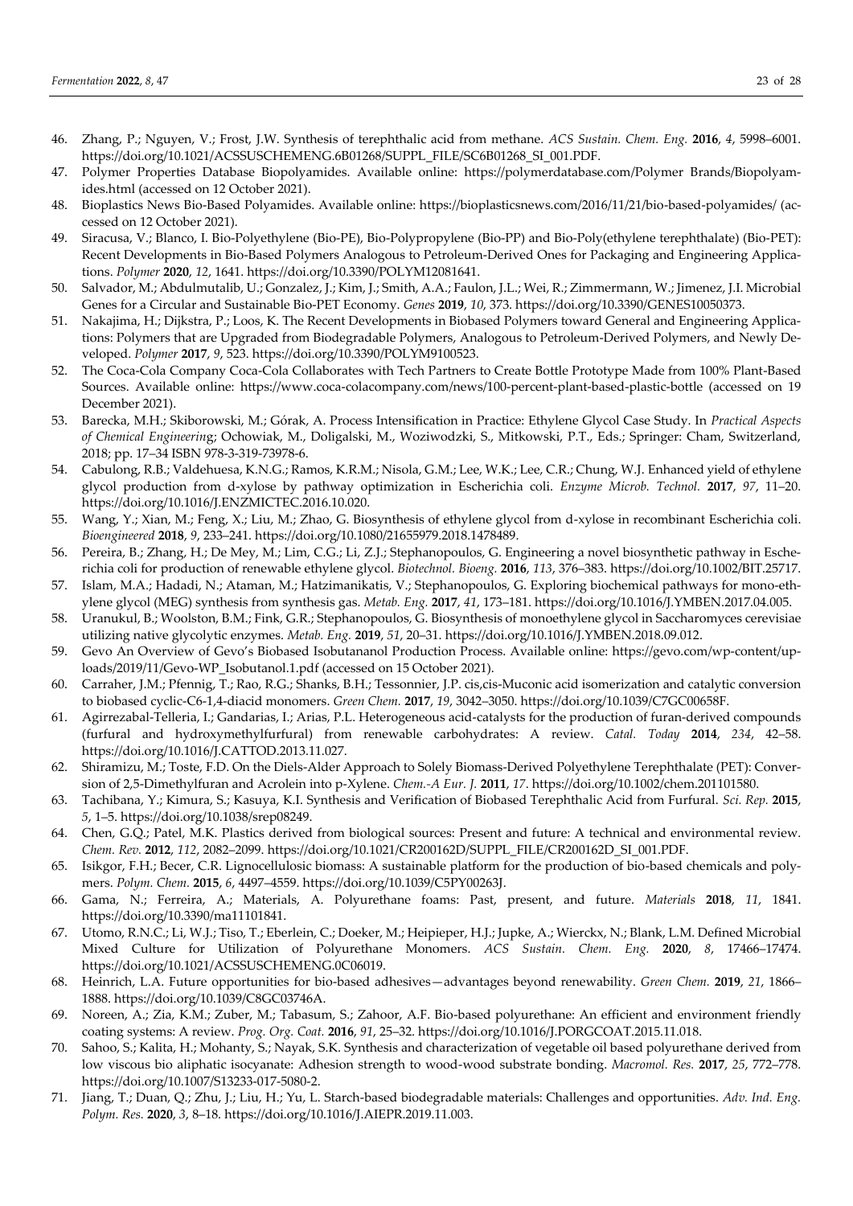46. Zhang, P.; Nguyen, V.; Frost, J.W. Synthesis of terephthalic acid from methane. *ACS Sustain. Chem. Eng.* **2016**, *4*, 5998–6001. https://doi.org/10.1021/ACSSUSCHEMENG.6B01268/SUPPL_FILE/SC6B01268_SI_001.PDF.
47. Polymer Properties Database Biopolyamides. Available online: https://polymerdatabase.com/Polymer Brands/Biopolyamides.html (accessed on 12 October 2021).
48. Bioplastics News Bio-Based Polyamides. Available online: https://bioplasticsnews.com/2016/11/21/bio-based-polyamides/ (accessed on 12 October 2021).
49. Siracusa, V.; Blanco, I. Bio-Polyethylene (Bio-PE), Bio-Polypropylene (Bio-PP) and Bio-Poly(ethylene terephthalate) (Bio-PET): Recent Developments in Bio-Based Polymers Analogous to Petroleum-Derived Ones for Packaging and Engineering Applications. *Polymer* **2020**, *12*, 1641. https://doi.org/10.3390/POLYM12081641.
50. Salvador, M.; Abdulmutalib, U.; Gonzalez, J.; Kim, J.; Smith, A.A.; Faulon, J.L.; Wei, R.; Zimmermann, W.; Jimenez, J.I. Microbial Genes for a Circular and Sustainable Bio-PET Economy. *Genes* **2019**, *10*, 373. https://doi.org/10.3390/GENES10050373.
51. Nakajima, H.; Dijkstra, P.; Loos, K. The Recent Developments in Biobased Polymers toward General and Engineering Applications: Polymers that are Upgraded from Biodegradable Polymers, Analogous to Petroleum-Derived Polymers, and Newly Developed. *Polymer* **2017**, *9*, 523. https://doi.org/10.3390/POLYM9100523.
52. The Coca-Cola Company Coca-Cola Collaborates with Tech Partners to Create Bottle Prototype Made from 100% Plant-Based Sources. Available online: https://www.coca-colacompany.com/news/100-percent-plant-based-plastic-bottle (accessed on 19 December 2021).
53. Barecka, M.H.; Skiborowski, M.; Górak, A. Process Intensification in Practice: Ethylene Glycol Case Study. In *Practical Aspects of Chemical Engineering*; Ochowiak, M., Doligalski, M., Woziwodzki, S., Mitkowski, P.T., Eds.; Springer: Cham, Switzerland, 2018; pp. 17–34 ISBN 978-3-319-73978-6.
54. Cabulong, R.B.; Valdehuesa, K.N.G.; Ramos, K.R.M.; Nisola, G.M.; Lee, W.K.; Lee, C.R.; Chung, W.J. Enhanced yield of ethylene glycol production from d-xylose by pathway optimization in Escherichia coli. *Enzyme Microb. Technol.* **2017**, *97*, 11–20. https://doi.org/10.1016/J.ENZMICTEC.2016.10.020.
55. Wang, Y.; Xian, M.; Feng, X.; Liu, M.; Zhao, G. Biosynthesis of ethylene glycol from d-xylose in recombinant Escherichia coli. *Bioengineered* **2018**, *9*, 233–241. https://doi.org/10.1080/21655979.2018.1478489.
56. Pereira, B.; Zhang, H.; De Mey, M.; Lim, C.G.; Li, Z.J.; Stephanopoulos, G. Engineering a novel biosynthetic pathway in Escherichia coli for production of renewable ethylene glycol. *Biotechnol. Bioeng.* **2016**, *113*, 376–383. https://doi.org/10.1002/BIT.25717.
57. Islam, M.A.; Hadadi, N.; Ataman, M.; Hatzimanikatis, V.; Stephanopoulos, G. Exploring biochemical pathways for mono-ethylene glycol (MEG) synthesis from synthesis gas. *Metab. Eng.* **2017**, *41*, 173–181. https://doi.org/10.1016/J.YMBEN.2017.04.005.
58. Uranukul, B.; Woolston, B.M.; Fink, G.R.; Stephanopoulos, G. Biosynthesis of monoethylene glycol in Saccharomyces cerevisiae utilizing native glycolytic enzymes. *Metab. Eng.* **2019**, *51*, 20–31. https://doi.org/10.1016/J.YMBEN.2018.09.012.
59. Gevo An Overview of Gevo's Biobased Isobutananol Production Process. Available online: https://gevo.com/wp-content/uploads/2019/11/Gevo-WP_Isobutanol.1.pdf (accessed on 15 October 2021).
60. Carraher, J.M.; Pfennig, T.; Rao, R.G.; Shanks, B.H.; Tessonnier, J.P. cis,cis-Muconic acid isomerization and catalytic conversion to biobased cyclic-C6-1,4-diacid monomers. *Green Chem.* **2017**, *19*, 3042–3050. https://doi.org/10.1039/C7GC00658F.
61. Agirrezabal-Telleria, I.; Gandarias, I.; Arias, P.L. Heterogeneous acid-catalysts for the production of furan-derived compounds (furfural and hydroxymethylfurfural) from renewable carbohydrates: A review. *Catal. Today* **2014**, *234*, 42–58. https://doi.org/10.1016/J.CATTOD.2013.11.027.
62. Shiramizu, M.; Toste, F.D. On the Diels-Alder Approach to Solely Biomass-Derived Polyethylene Terephthalate (PET): Conversion of 2,5-Dimethylfuran and Acrolein into p-Xylene. *Chem.-A Eur. J.* **2011**, *17*. https://doi.org/10.1002/chem.201101580.
63. Tachibana, Y.; Kimura, S.; Kasuya, K.I. Synthesis and Verification of Biobased Terephthalic Acid from Furfural. *Sci. Rep.* **2015**, *5*, 1–5. https://doi.org/10.1038/srep08249.
64. Chen, G.Q.; Patel, M.K. Plastics derived from biological sources: Present and future: A technical and environmental review. *Chem. Rev.* **2012**, *112*, 2082–2099. https://doi.org/10.1021/CR200162D/SUPPL_FILE/CR200162D_SI_001.PDF.
65. Isikgor, F.H.; Becer, C.R. Lignocellulosic biomass: A sustainable platform for the production of bio-based chemicals and polymers. *Polym. Chem.* **2015**, *6*, 4497–4559. https://doi.org/10.1039/C5PY00263J.
66. Gama, N.; Ferreira, A.; Materials, A. Polyurethane foams: Past, present, and future. *Materials* **2018**, *11*, 1841. https://doi.org/10.3390/ma11101841.
67. Utomo, R.N.C.; Li, W.J.; Tiso, T.; Eberlein, C.; Doeker, M.; Heipieper, H.J.; Jupke, A.; Wierckx, N.; Blank, L.M. Defined Microbial Mixed Culture for Utilization of Polyurethane Monomers. *ACS Sustain. Chem. Eng.* **2020**, *8*, 17466–17474. https://doi.org/10.1021/ACSSUSCHEMENG.0C06019.
68. Heinrich, L.A. Future opportunities for bio-based adhesives—advantages beyond renewability. *Green Chem.* **2019**, *21*, 1866–1888. https://doi.org/10.1039/C8GC03746A.
69. Noreen, A.; Zia, K.M.; Zuber, M.; Tabasum, S.; Zahoor, A.F. Bio-based polyurethane: An efficient and environment friendly coating systems: A review. *Prog. Org. Coat.* **2016**, *91*, 25–32. https://doi.org/10.1016/J.PORGCOAT.2015.11.018.
70. Sahoo, S.; Kalita, H.; Mohanty, S.; Nayak, S.K. Synthesis and characterization of vegetable oil based polyurethane derived from low viscous bio aliphatic isocyanate: Adhesion strength to wood-wood substrate bonding. *Macromol. Res.* **2017**, *25*, 772–778. https://doi.org/10.1007/S13233-017-5080-2.
71. Jiang, T.; Duan, Q.; Zhu, J.; Liu, H.; Yu, L. Starch-based biodegradable materials: Challenges and opportunities. *Adv. Ind. Eng. Polym. Res.* **2020**, *3*, 8–18. https://doi.org/10.1016/J.AIEPR.2019.11.003.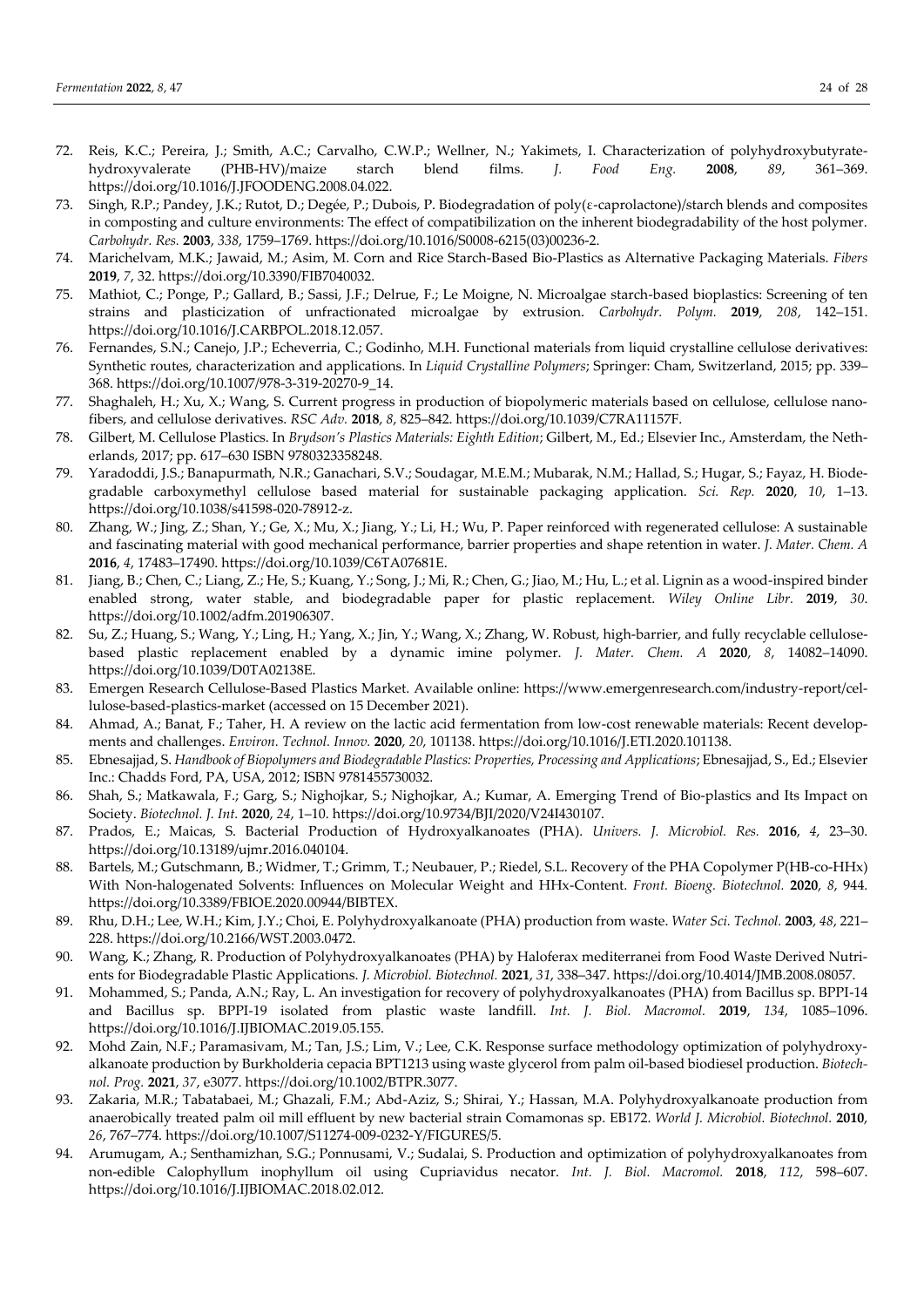72. Reis, K.C.; Pereira, J.; Smith, A.C.; Carvalho, C.W.P.; Wellner, N.; Yakimets, I. Characterization of polyhydroxybutyrate-hydroxyvalerate (PHB-HV)/maize starch blend films. *J. Food Eng.* **2008**, *89*, 361–369. https://doi.org/10.1016/J.JFOODENG.2008.04.022.
73. Singh, R.P.; Pandey, J.K.; Rutot, D.; Degée, P.; Dubois, P. Biodegradation of poly(ε-caprolactone)/starch blends and composites in composting and culture environments: The effect of compatibilization on the inherent biodegradability of the host polymer. *Carbohydr. Res.* **2003**, *338*, 1759–1769. https://doi.org/10.1016/S0008-6215(03)00236-2.
74. Marichelvam, M.K.; Jawaid, M.; Asim, M. Corn and Rice Starch-Based Bio-Plastics as Alternative Packaging Materials. *Fibers* **2019**, *7*, 32. https://doi.org/10.3390/FIB7040032.
75. Mathiot, C.; Ponge, P.; Gallard, B.; Sassi, J.F.; Delrue, F.; Le Moigne, N. Microalgae starch-based bioplastics: Screening of ten strains and plasticization of unfractionated microalgae by extrusion. *Carbohydr. Polym.* **2019**, *208*, 142–151. https://doi.org/10.1016/J.CARBPOL.2018.12.057.
76. Fernandes, S.N.; Canejo, J.P.; Echeverria, C.; Godinho, M.H. Functional materials from liquid crystalline cellulose derivatives: Synthetic routes, characterization and applications. In *Liquid Crystalline Polymers*; Springer: Cham, Switzerland, 2015; pp. 339–368. https://doi.org/10.1007/978-3-319-20270-9_14.
77. Shaghaleh, H.; Xu, X.; Wang, S. Current progress in production of biopolymeric materials based on cellulose, cellulose nanofibers, and cellulose derivatives. *RSC Adv.* **2018**, *8*, 825–842. https://doi.org/10.1039/C7RA11157F.
78. Gilbert, M. Cellulose Plastics. In *Brydson's Plastics Materials: Eighth Edition*; Gilbert, M., Ed.; Elsevier Inc., Amsterdam, the Netherlands, 2017; pp. 617–630 ISBN 9780323358248.
79. Yaradoddi, J.S.; Banapurmath, N.R.; Ganachari, S.V.; Soudagar, M.E.M.; Mubarak, N.M.; Hallad, S.; Hugar, S.; Fayaz, H. Biodegradable carboxymethyl cellulose based material for sustainable packaging application. *Sci. Rep.* **2020**, *10*, 1–13. https://doi.org/10.1038/s41598-020-78912-z.
80. Zhang, W.; Jing, Z.; Shan, Y.; Ge, X.; Mu, X.; Jiang, Y.; Li, H.; Wu, P. Paper reinforced with regenerated cellulose: A sustainable and fascinating material with good mechanical performance, barrier properties and shape retention in water. *J. Mater. Chem. A* **2016**, *4*, 17483–17490. https://doi.org/10.1039/C6TA07681E.
81. Jiang, B.; Chen, C.; Liang, Z.; He, S.; Kuang, Y.; Song, J.; Mi, R.; Chen, G.; Jiao, M.; Hu, L.; et al. Lignin as a wood-inspired binder enabled strong, water stable, and biodegradable paper for plastic replacement. *Wiley Online Libr.* **2019**, *30*. https://doi.org/10.1002/adfm.201906307.
82. Su, Z.; Huang, S.; Wang, Y.; Ling, H.; Yang, X.; Jin, Y.; Wang, X.; Zhang, W. Robust, high-barrier, and fully recyclable cellulose-based plastic replacement enabled by a dynamic imine polymer. *J. Mater. Chem. A* **2020**, *8*, 14082–14090. https://doi.org/10.1039/D0TA02138E.
83. Emergen Research Cellulose-Based Plastics Market. Available online: https://www.emergenresearch.com/industry-report/cellulose-based-plastics-market (accessed on 15 December 2021).
84. Ahmad, A.; Banat, F.; Taher, H. A review on the lactic acid fermentation from low-cost renewable materials: Recent developments and challenges. *Environ. Technol. Innov.* **2020**, *20*, 101138. https://doi.org/10.1016/J.ETI.2020.101138.
85. Ebnesajjad, S. *Handbook of Biopolymers and Biodegradable Plastics: Properties, Processing and Applications*; Ebnesajjad, S., Ed.; Elsevier Inc.: Chadds Ford, PA, USA, 2012; ISBN 9781455730032.
86. Shah, S.; Matkawala, F.; Garg, S.; Nighojkar, S.; Nighojkar, A.; Kumar, A. Emerging Trend of Bio-plastics and Its Impact on Society. *Biotechnol. J. Int.* **2020**, *24*, 1–10. https://doi.org/10.9734/BJI/2020/V24I430107.
87. Prados, E.; Maicas, S. Bacterial Production of Hydroxyalkanoates (PHA). *Univers. J. Microbiol. Res.* **2016**, *4*, 23–30. https://doi.org/10.13189/ujmr.2016.040104.
88. Bartels, M.; Gutschmann, B.; Widmer, T.; Grimm, T.; Neubauer, P.; Riedel, S.L. Recovery of the PHA Copolymer P(HB-co-HHx) With Non-halogenated Solvents: Influences on Molecular Weight and HHx-Content. *Front. Bioeng. Biotechnol.* **2020**, *8*, 944. https://doi.org/10.3389/FBIOE.2020.00944/BIBTEX.
89. Rhu, D.H.; Lee, W.H.; Kim, J.Y.; Choi, E. Polyhydroxyalkanoate (PHA) production from waste. *Water Sci. Technol.* **2003**, *48*, 221–228. https://doi.org/10.2166/WST.2003.0472.
90. Wang, K.; Zhang, R. Production of Polyhydroxyalkanoates (PHA) by Haloferax mediterranei from Food Waste Derived Nutrients for Biodegradable Plastic Applications. *J. Microbiol. Biotechnol.* **2021**, *31*, 338–347. https://doi.org/10.4014/JMB.2008.08057.
91. Mohammed, S.; Panda, A.N.; Ray, L. An investigation for recovery of polyhydroxyalkanoates (PHA) from Bacillus sp. BPPI-14 and Bacillus sp. BPPI-19 isolated from plastic waste landfill. *Int. J. Biol. Macromol.* **2019**, *134*, 1085–1096. https://doi.org/10.1016/J.IJBIOMAC.2019.05.155.
92. Mohd Zain, N.F.; Paramasivam, M.; Tan, J.S.; Lim, V.; Lee, C.K. Response surface methodology optimization of polyhydroxyalkanoate production by Burkholderia cepacia BPT1213 using waste glycerol from palm oil-based biodiesel production. *Biotechnol. Prog.* **2021**, *37*, e3077. https://doi.org/10.1002/BTPR.3077.
93. Zakaria, M.R.; Tabatabaei, M.; Ghazali, F.M.; Abd-Aziz, S.; Shirai, Y.; Hassan, M.A. Polyhydroxyalkanoate production from anaerobically treated palm oil mill effluent by new bacterial strain Comamonas sp. EB172. *World J. Microbiol. Biotechnol.* **2010**, *26*, 767–774. https://doi.org/10.1007/S11274-009-0232-Y/FIGURES/5.
94. Arumugam, A.; Senthamizhan, S.G.; Ponnusami, V.; Sudalai, S. Production and optimization of polyhydroxyalkanoates from non-edible Calophyllum inophyllum oil using Cupriavidus necator. *Int. J. Biol. Macromol.* **2018**, *112*, 598–607. https://doi.org/10.1016/J.IJBIOMAC.2018.02.012.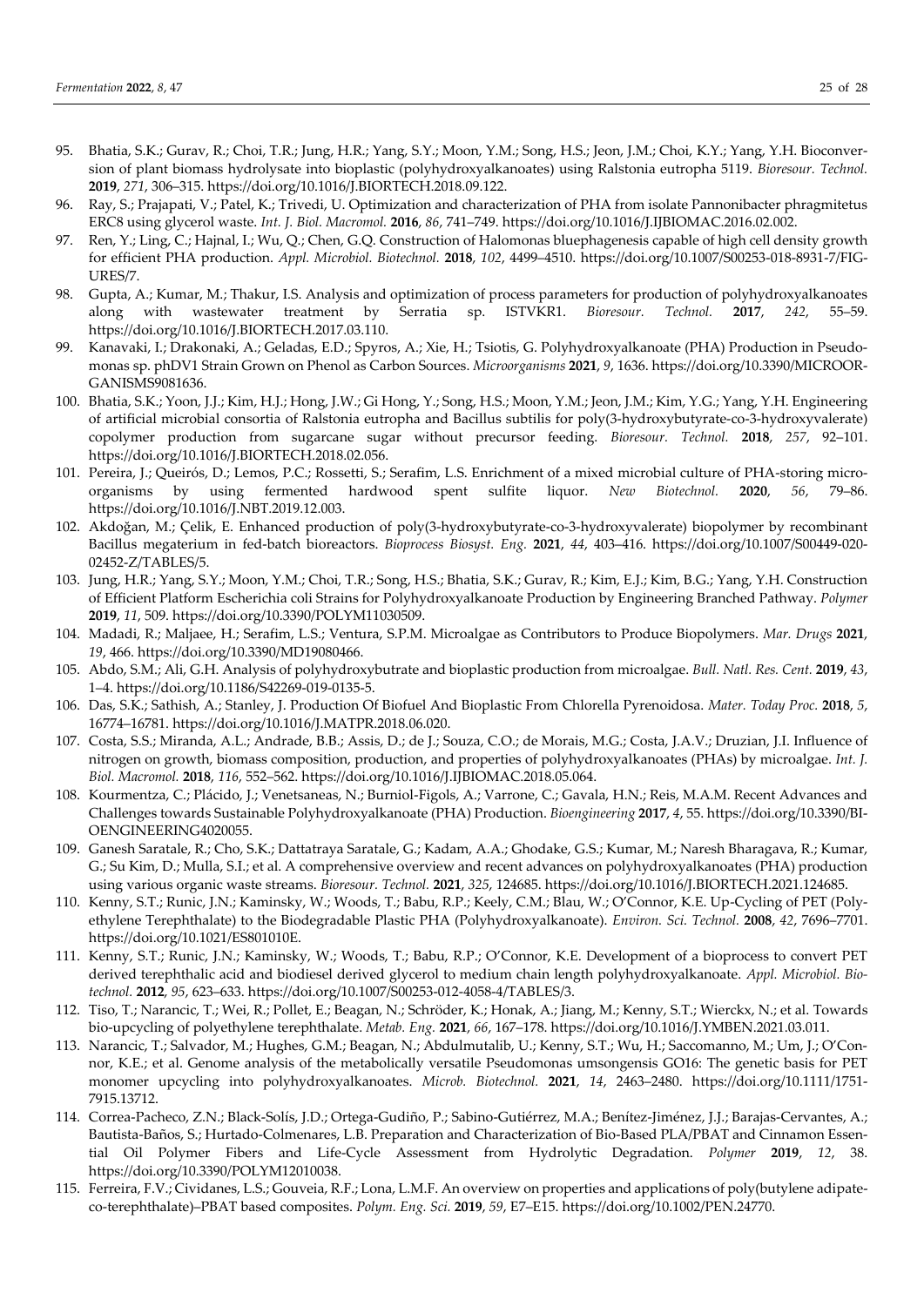95. Bhatia, S.K.; Gurav, R.; Choi, T.R.; Jung, H.R.; Yang, S.Y.; Moon, Y.M.; Song, H.S.; Jeon, J.M.; Choi, K.Y.; Yang, Y.H. Bioconversion of plant biomass hydrolysate into bioplastic (polyhydroxyalkanoates) using Ralstonia eutropha 5119. *Bioresour. Technol.* **2019**, *271*, 306–315. https://doi.org/10.1016/J.BIORTECH.2018.09.122.
96. Ray, S.; Prajapati, V.; Patel, K.; Trivedi, U. Optimization and characterization of PHA from isolate Pannonibacter phragmitetus ERC8 using glycerol waste. *Int. J. Biol. Macromol.* **2016**, *86*, 741–749. https://doi.org/10.1016/J.IJBIOMAC.2016.02.002.
97. Ren, Y.; Ling, C.; Hajnal, I.; Wu, Q.; Chen, G.Q. Construction of Halomonas bluephagenesis capable of high cell density growth for efficient PHA production. *Appl. Microbiol. Biotechnol.* **2018**, *102*, 4499–4510. https://doi.org/10.1007/S00253-018-8931-7/FIGURES/7.
98. Gupta, A.; Kumar, M.; Thakur, I.S. Analysis and optimization of process parameters for production of polyhydroxyalkanoates along with wastewater treatment by Serratia sp. ISTVKR1. *Bioresour. Technol.* **2017**, *242*, 55–59. https://doi.org/10.1016/J.BIORTECH.2017.03.110.
99. Kanavaki, I.; Drakonaki, A.; Geladas, E.D.; Spyros, A.; Xie, H.; Tsiotis, G. Polyhydroxyalkanoate (PHA) Production in Pseudomonas sp. phDV1 Strain Grown on Phenol as Carbon Sources. *Microorganisms* **2021**, *9*, 1636. https://doi.org/10.3390/MICROORGANISMS9081636.
100. Bhatia, S.K.; Yoon, J.J.; Kim, H.J.; Hong, J.W.; Gi Hong, Y.; Song, H.S.; Moon, Y.M.; Jeon, J.M.; Kim, Y.G.; Yang, Y.H. Engineering of artificial microbial consortia of Ralstonia eutropha and Bacillus subtilis for poly(3-hydroxybutyrate-co-3-hydroxyvalerate) copolymer production from sugarcane sugar without precursor feeding. *Bioresour. Technol.* **2018**, *257*, 92–101. https://doi.org/10.1016/J.BIORTECH.2018.02.056.
101. Pereira, J.; Queirós, D.; Lemos, P.C.; Rossetti, S.; Serafim, L.S. Enrichment of a mixed microbial culture of PHA-storing microorganisms by using fermented hardwood spent sulfite liquor. *New Biotechnol.* **2020**, *56*, 79–86. https://doi.org/10.1016/J.NBT.2019.12.003.
102. Akdoğan, M.; Çelik, E. Enhanced production of poly(3-hydroxybutyrate-co-3-hydroxyvalerate) biopolymer by recombinant Bacillus megaterium in fed-batch bioreactors. *Bioprocess Biosyst. Eng.* **2021**, *44*, 403–416. https://doi.org/10.1007/S00449-020-02452-Z/TABLES/5.
103. Jung, H.R.; Yang, S.Y.; Moon, Y.M.; Choi, T.R.; Song, H.S.; Bhatia, S.K.; Gurav, R.; Kim, E.J.; Kim, B.G.; Yang, Y.H. Construction of Efficient Platform Escherichia coli Strains for Polyhydroxyalkanoate Production by Engineering Branched Pathway. *Polymer* **2019**, *11*, 509. https://doi.org/10.3390/POLYM11030509.
104. Madadi, R.; Maljaee, H.; Serafim, L.S.; Ventura, S.P.M. Microalgae as Contributors to Produce Biopolymers. *Mar. Drugs* **2021**, *19*, 466. https://doi.org/10.3390/MD19080466.
105. Abdo, S.M.; Ali, G.H. Analysis of polyhydroxybutrate and bioplastic production from microalgae. *Bull. Natl. Res. Cent.* **2019**, *43*, 1–4. https://doi.org/10.1186/S42269-019-0135-5.
106. Das, S.K.; Sathish, A.; Stanley, J. Production Of Biofuel And Bioplastic From Chlorella Pyrenoidosa. *Mater. Today Proc.* **2018**, *5*, 16774–16781. https://doi.org/10.1016/J.MATPR.2018.06.020.
107. Costa, S.S.; Miranda, A.L.; Andrade, B.B.; Assis, D.; de J.; Souza, C.O.; de Morais, M.G.; Costa, J.A.V.; Druzian, J.I. Influence of nitrogen on growth, biomass composition, production, and properties of polyhydroxyalkanoates (PHAs) by microalgae. *Int. J. Biol. Macromol.* **2018**, *116*, 552–562. https://doi.org/10.1016/J.IJBIOMAC.2018.05.064.
108. Kourmentza, C.; Plácido, J.; Venetsaneas, N.; Burniol-Figols, A.; Varrone, C.; Gavala, H.N.; Reis, M.A.M. Recent Advances and Challenges towards Sustainable Polyhydroxyalkanoate (PHA) Production. *Bioengineering* **2017**, *4*, 55. https://doi.org/10.3390/BIOENGINEERING4020055.
109. Ganesh Saratale, R.; Cho, S.K.; Dattatraya Saratale, G.; Kadam, A.A.; Ghodake, G.S.; Kumar, M.; Naresh Bharagava, R.; Kumar, G.; Su Kim, D.; Mulla, S.I.; et al. A comprehensive overview and recent advances on polyhydroxyalkanoates (PHA) production using various organic waste streams. *Bioresour. Technol.* **2021**, *325*, 124685. https://doi.org/10.1016/J.BIORTECH.2021.124685.
110. Kenny, S.T.; Runic, J.N.; Kaminsky, W.; Woods, T.; Babu, R.P.; Keely, C.M.; Blau, W.; O'Connor, K.E. Up-Cycling of PET (Polyethylene Terephthalate) to the Biodegradable Plastic PHA (Polyhydroxyalkanoate). *Environ. Sci. Technol.* **2008**, *42*, 7696–7701. https://doi.org/10.1021/ES801010E.
111. Kenny, S.T.; Runic, J.N.; Kaminsky, W.; Woods, T.; Babu, R.P.; O'Connor, K.E. Development of a bioprocess to convert PET derived terephthalic acid and biodiesel derived glycerol to medium chain length polyhydroxyalkanoate. *Appl. Microbiol. Biotechnol.* **2012**, *95*, 623–633. https://doi.org/10.1007/S00253-012-4058-4/TABLES/3.
112. Tiso, T.; Narancic, T.; Wei, R.; Pollet, E.; Beagan, N.; Schröder, K.; Honak, A.; Jiang, M.; Kenny, S.T.; Wierckx, N.; et al. Towards bio-upcycling of polyethylene terephthalate. *Metab. Eng.* **2021**, *66*, 167–178. https://doi.org/10.1016/J.YMBEN.2021.03.011.
113. Narancic, T.; Salvador, M.; Hughes, G.M.; Beagan, N.; Abdulmutalib, U.; Kenny, S.T.; Wu, H.; Saccomanno, M.; Um, J.; O'Connor, K.E.; et al. Genome analysis of the metabolically versatile Pseudomonas umsongensis GO16: The genetic basis for PET monomer upcycling into polyhydroxyalkanoates. *Microb. Biotechnol.* **2021**, *14*, 2463–2480. https://doi.org/10.1111/1751-7915.13712.
114. Correa-Pacheco, Z.N.; Black-Solís, J.D.; Ortega-Gudiño, P.; Sabino-Gutiérrez, M.A.; Benítez-Jiménez, J.J.; Barajas-Cervantes, A.; Bautista-Baños, S.; Hurtado-Colmenares, L.B. Preparation and Characterization of Bio-Based PLA/PBAT and Cinnamon Essential Oil Polymer Fibers and Life-Cycle Assessment from Hydrolytic Degradation. *Polymer* **2019**, *12*, 38. https://doi.org/10.3390/POLYM12010038.
115. Ferreira, F.V.; Cividanes, L.S.; Gouveia, R.F.; Lona, L.M.F. An overview on properties and applications of poly(butylene adipate-co-terephthalate)–PBAT based composites. *Polym. Eng. Sci.* **2019**, *59*, E7–E15. https://doi.org/10.1002/PEN.24770.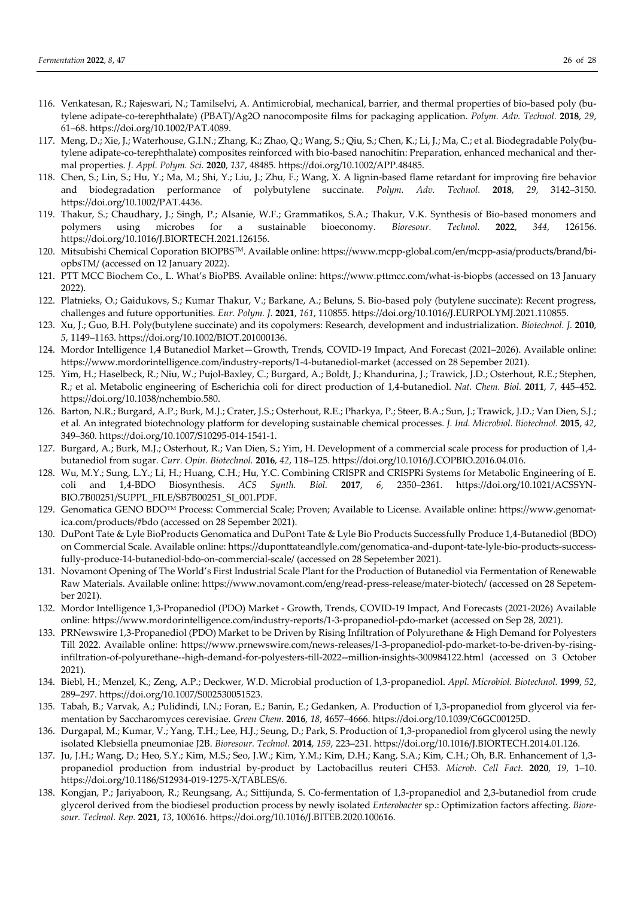116. Venkatesan, R.; Rajeswari, N.; Tamilselvi, A. Antimicrobial, mechanical, barrier, and thermal properties of bio-based poly (butylene adipate-co-terephthalate) (PBAT)/Ag2O nanocomposite films for packaging application. *Polym. Adv. Technol.* **2018**, *29*, 61–68. https://doi.org/10.1002/PAT.4089.
117. Meng, D.; Xie, J.; Waterhouse, G.I.N.; Zhang, K.; Zhao, Q.; Wang, S.; Qiu, S.; Chen, K.; Li, J.; Ma, C.; et al. Biodegradable Poly(butylene adipate-co-terephthalate) composites reinforced with bio-based nanochitin: Preparation, enhanced mechanical and thermal properties. *J. Appl. Polym. Sci.* **2020**, *137*, 48485. https://doi.org/10.1002/APP.48485.
118. Chen, S.; Lin, S.; Hu, Y.; Ma, M.; Shi, Y.; Liu, J.; Zhu, F.; Wang, X. A lignin-based flame retardant for improving fire behavior and biodegradation performance of polybutylene succinate. *Polym. Adv. Technol.* **2018**, *29*, 3142–3150. https://doi.org/10.1002/PAT.4436.
119. Thakur, S.; Chaudhary, J.; Singh, P.; Alsanie, W.F.; Grammatikos, S.A.; Thakur, V.K. Synthesis of Bio-based monomers and polymers using microbes for a sustainable bioeconomy. *Bioresour. Technol.* **2022**, *344*, 126156. https://doi.org/10.1016/J.BIORTECH.2021.126156.
120. Mitsubishi Chemical Coporation BIOPBS™. Available online: https://www.mcpp-global.com/en/mcpp-asia/products/brand/biopbsTM/ (accessed on 12 January 2022).
121. PTT MCC Biochem Co., L. What's BioPBS. Available online: https://www.pttmcc.com/what-is-biopbs (accessed on 13 January 2022).
122. Platnieks, O.; Gaidukovs, S.; Kumar Thakur, V.; Barkane, A.; Beluns, S. Bio-based poly (butylene succinate): Recent progress, challenges and future opportunities. *Eur. Polym. J.* **2021**, *161*, 110855. https://doi.org/10.1016/J.EURPOLYMJ.2021.110855.
123. Xu, J.; Guo, B.H. Poly(butylene succinate) and its copolymers: Research, development and industrialization. *Biotechnol. J.* **2010**, *5*, 1149–1163. https://doi.org/10.1002/BIOT.201000136.
124. Mordor Intelligence 1,4 Butanediol Market—Growth, Trends, COVID-19 Impact, And Forecast (2021–2026). Available online: https://www.mordorintelligence.com/industry-reports/1-4-butanediol-market (accessed on 28 Sepember 2021).
125. Yim, H.; Haselbeck, R.; Niu, W.; Pujol-Baxley, C.; Burgard, A.; Boldt, J.; Khandurina, J.; Trawick, J.D.; Osterhout, R.E.; Stephen, R.; et al. Metabolic engineering of Escherichia coli for direct production of 1,4-butanediol. *Nat. Chem. Biol.* **2011**, *7*, 445–452. https://doi.org/10.1038/nchembio.580.
126. Barton, N.R.; Burgard, A.P.; Burk, M.J.; Crater, J.S.; Osterhout, R.E.; Pharkya, P.; Steer, B.A.; Sun, J.; Trawick, J.D.; Van Dien, S.J.; et al. An integrated biotechnology platform for developing sustainable chemical processes. *J. Ind. Microbiol. Biotechnol.* **2015**, *42*, 349–360. https://doi.org/10.1007/S10295-014-1541-1.
127. Burgard, A.; Burk, M.J.; Osterhout, R.; Van Dien, S.; Yim, H. Development of a commercial scale process for production of 1,4-butanediol from sugar. *Curr. Opin. Biotechnol.* **2016**, *42*, 118–125. https://doi.org/10.1016/J.COPBIO.2016.04.016.
128. Wu, M.Y.; Sung, L.Y.; Li, H.; Huang, C.H.; Hu, Y.C. Combining CRISPR and CRISPRi Systems for Metabolic Engineering of E. coli and 1,4-BDO Biosynthesis. *ACS Synth. Biol.* **2017**, *6*, 2350–2361. https://doi.org/10.1021/ACSSYNBIO.7B00251/SUPPL_FILE/SB7B00251_SI_001.PDF.
129. Genomatica GENO BDO™ Process: Commercial Scale; Proven; Available to License. Available online: https://www.genomatica.com/products/#bdo (accessed on 28 Sepember 2021).
130. DuPont Tate & Lyle BioProducts Genomatica and DuPont Tate & Lyle Bio Products Successfully Produce 1,4-Butanediol (BDO) on Commercial Scale. Available online: https://duponttateandlyle.com/genomatica-and-dupont-tate-lyle-bio-products-successfully-produce-14-butanediol-bdo-on-commercial-scale/ (accessed on 28 Sepetember 2021).
131. Novamont Opening of The World's First Industrial Scale Plant for the Production of Butanediol via Fermentation of Renewable Raw Materials. Available online: https://www.novamont.com/eng/read-press-release/mater-biotech/ (accessed on 28 Sepetember 2021).
132. Mordor Intelligence 1,3-Propanediol (PDO) Market - Growth, Trends, COVID-19 Impact, And Forecasts (2021-2026) Available online: https://www.mordorintelligence.com/industry-reports/1-3-propanediol-pdo-market (accessed on Sep 28, 2021).
133. PRNewswire 1,3-Propanediol (PDO) Market to be Driven by Rising Infiltration of Polyurethane & High Demand for Polyesters Till 2022. Available online: https://www.prnewswire.com/news-releases/1-3-propanediol-pdo-market-to-be-driven-by-rising-infiltration-of-polyurethane--high-demand-for-polyesters-till-2022--million-insights-300984122.html (accessed on 3 October 2021).
134. Biebl, H.; Menzel, K.; Zeng, A.P.; Deckwer, W.D. Microbial production of 1,3-propanediol. *Appl. Microbiol. Biotechnol.* **1999**, *52*, 289–297. https://doi.org/10.1007/S002530051523.
135. Tabah, B.; Varvak, A.; Pulidindi, I.N.; Foran, E.; Banin, E.; Gedanken, A. Production of 1,3-propanediol from glycerol via fermentation by Saccharomyces cerevisiae. *Green Chem.* **2016**, *18*, 4657–4666. https://doi.org/10.1039/C6GC00125D.
136. Durgapal, M.; Kumar, V.; Yang, T.H.; Lee, H.J.; Seung, D.; Park, S. Production of 1,3-propanediol from glycerol using the newly isolated Klebsiella pneumoniae J2B. *Bioresour. Technol.* **2014**, *159*, 223–231. https://doi.org/10.1016/J.BIORTECH.2014.01.126.
137. Ju, J.H.; Wang, D.; Heo, S.Y.; Kim, M.S.; Seo, J.W.; Kim, Y.M.; Kim, D.H.; Kang, S.A.; Kim, C.H.; Oh, B.R. Enhancement of 1,3-propanediol production from industrial by-product by Lactobacillus reuteri CH53. *Microb. Cell Fact.* **2020**, *19*, 1–10. https://doi.org/10.1186/S12934-019-1275-X/TABLES/6.
138. Kongjan, P.; Jariyaboon, R.; Reungsang, A.; Sittijunda, S. Co-fermentation of 1,3-propanediol and 2,3-butanediol from crude glycerol derived from the biodiesel production process by newly isolated *Enterobacter* sp.: Optimization factors affecting. *Bioresour. Technol. Rep.* **2021**, *13*, 100616. https://doi.org/10.1016/J.BITEB.2020.100616.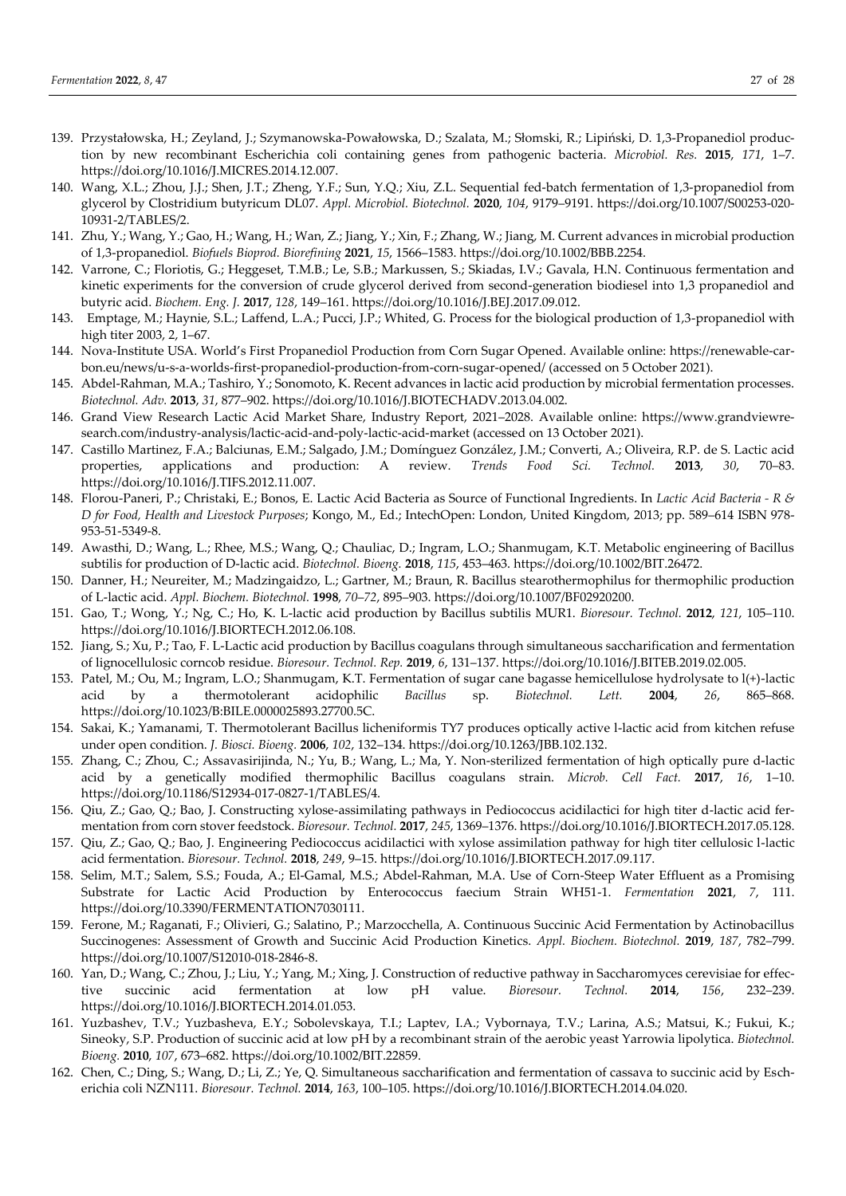139. Przystałowska, H.; Zeyland, J.; Szymanowska-Powałowska, D.; Szalata, M.; Słomski, R.; Lipiński, D. 1,3-Propanediol production by new recombinant Escherichia coli containing genes from pathogenic bacteria. *Microbiol. Res.* **2015**, *171*, 1–7. https://doi.org/10.1016/J.MICRES.2014.12.007.
140. Wang, X.L.; Zhou, J.J.; Shen, J.T.; Zheng, Y.F.; Sun, Y.Q.; Xiu, Z.L. Sequential fed-batch fermentation of 1,3-propanediol from glycerol by Clostridium butyricum DL07. *Appl. Microbiol. Biotechnol.* **2020**, *104*, 9179–9191. https://doi.org/10.1007/S00253-020-10931-2/TABLES/2.
141. Zhu, Y.; Wang, Y.; Gao, H.; Wang, H.; Wan, Z.; Jiang, Y.; Xin, F.; Zhang, W.; Jiang, M. Current advances in microbial production of 1,3-propanediol. *Biofuels Bioprod. Biorefining* **2021**, *15*, 1566–1583. https://doi.org/10.1002/BBB.2254.
142. Varrone, C.; Floriotis, G.; Heggeset, T.M.B.; Le, S.B.; Markussen, S.; Skiadas, I.V.; Gavala, H.N. Continuous fermentation and kinetic experiments for the conversion of crude glycerol derived from second-generation biodiesel into 1,3 propanediol and butyric acid. *Biochem. Eng. J.* **2017**, *128*, 149–161. https://doi.org/10.1016/J.BEJ.2017.09.012.
143. Emptage, M.; Haynie, S.L.; Laffend, L.A.; Pucci, J.P.; Whited, G. Process for the biological production of 1,3-propanediol with high titer 2003, 2, 1–67.
144. Nova-Institute USA. World's First Propanediol Production from Corn Sugar Opened. Available online: https://renewable-carbon.eu/news/u-s-a-worlds-first-propanediol-production-from-corn-sugar-opened/ (accessed on 5 October 2021).
145. Abdel-Rahman, M.A.; Tashiro, Y.; Sonomoto, K. Recent advances in lactic acid production by microbial fermentation processes. *Biotechnol. Adv.* **2013**, *31*, 877–902. https://doi.org/10.1016/J.BIOTECHADV.2013.04.002.
146. Grand View Research Lactic Acid Market Share, Industry Report, 2021–2028. Available online: https://www.grandviewresearch.com/industry-analysis/lactic-acid-and-poly-lactic-acid-market (accessed on 13 October 2021).
147. Castillo Martinez, F.A.; Balciunas, E.M.; Salgado, J.M.; Domínguez González, J.M.; Converti, A.; Oliveira, R.P. de S. Lactic acid properties, applications and production: A review. *Trends Food Sci. Technol.* **2013**, *30*, 70–83. https://doi.org/10.1016/J.TIFS.2012.11.007.
148. Florou-Paneri, P.; Christaki, E.; Bonos, E. Lactic Acid Bacteria as Source of Functional Ingredients. In *Lactic Acid Bacteria - R & D for Food, Health and Livestock Purposes*; Kongo, M., Ed.; IntechOpen: London, United Kingdom, 2013; pp. 589–614 ISBN 978-953-51-5349-8.
149. Awasthi, D.; Wang, L.; Rhee, M.S.; Wang, Q.; Chauliac, D.; Ingram, L.O.; Shanmugam, K.T. Metabolic engineering of Bacillus subtilis for production of D-lactic acid. *Biotechnol. Bioeng.* **2018**, *115*, 453–463. https://doi.org/10.1002/BIT.26472.
150. Danner, H.; Neureiter, M.; Madzingaidzo, L.; Gartner, M.; Braun, R. Bacillus stearothermophilus for thermophilic production of L-lactic acid. *Appl. Biochem. Biotechnol.* **1998**, *70–72*, 895–903. https://doi.org/10.1007/BF02920200.
151. Gao, T.; Wong, Y.; Ng, C.; Ho, K. L-lactic acid production by Bacillus subtilis MUR1. *Bioresour. Technol.* **2012**, *121*, 105–110. https://doi.org/10.1016/J.BIORTECH.2012.06.108.
152. Jiang, S.; Xu, P.; Tao, F. L-Lactic acid production by Bacillus coagulans through simultaneous saccharification and fermentation of lignocellulosic corncob residue. *Bioresour. Technol. Rep.* **2019**, *6*, 131–137. https://doi.org/10.1016/J.BITEB.2019.02.005.
153. Patel, M.; Ou, M.; Ingram, L.O.; Shanmugam, K.T. Fermentation of sugar cane bagasse hemicellulose hydrolysate to l(+)-lactic acid by a thermotolerant acidophilic *Bacillus* sp. *Biotechnol. Lett.* **2004**, *26*, 865–868. https://doi.org/10.1023/B:BILE.0000025893.27700.5C.
154. Sakai, K.; Yamanami, T. Thermotolerant Bacillus licheniformis TY7 produces optically active l-lactic acid from kitchen refuse under open condition. *J. Biosci. Bioeng.* **2006**, *102*, 132–134. https://doi.org/10.1263/JBB.102.132.
155. Zhang, C.; Zhou, C.; Assavasirijinda, N.; Yu, B.; Wang, L.; Ma, Y. Non-sterilized fermentation of high optically pure d-lactic acid by a genetically modified thermophilic Bacillus coagulans strain. *Microb. Cell Fact.* **2017**, *16*, 1–10. https://doi.org/10.1186/S12934-017-0827-1/TABLES/4.
156. Qiu, Z.; Gao, Q.; Bao, J. Constructing xylose-assimilating pathways in Pediococcus acidilactici for high titer d-lactic acid fermentation from corn stover feedstock. *Bioresour. Technol.* **2017**, *245*, 1369–1376. https://doi.org/10.1016/J.BIORTECH.2017.05.128.
157. Qiu, Z.; Gao, Q.; Bao, J. Engineering Pediococcus acidilactici with xylose assimilation pathway for high titer cellulosic l-lactic acid fermentation. *Bioresour. Technol.* **2018**, *249*, 9–15. https://doi.org/10.1016/J.BIORTECH.2017.09.117.
158. Selim, M.T.; Salem, S.S.; Fouda, A.; El-Gamal, M.S.; Abdel-Rahman, M.A. Use of Corn-Steep Water Effluent as a Promising Substrate for Lactic Acid Production by Enterococcus faecium Strain WH51-1. *Fermentation* **2021**, *7*, 111. https://doi.org/10.3390/FERMENTATION7030111.
159. Ferone, M.; Raganati, F.; Olivieri, G.; Salatino, P.; Marzocchella, A. Continuous Succinic Acid Fermentation by Actinobacillus Succinogenes: Assessment of Growth and Succinic Acid Production Kinetics. *Appl. Biochem. Biotechnol.* **2019**, *187*, 782–799. https://doi.org/10.1007/S12010-018-2846-8.
160. Yan, D.; Wang, C.; Zhou, J.; Liu, Y.; Yang, M.; Xing, J. Construction of reductive pathway in Saccharomyces cerevisiae for effective succinic acid fermentation at low pH value. *Bioresour. Technol.* **2014**, *156*, 232–239. https://doi.org/10.1016/J.BIORTECH.2014.01.053.
161. Yuzbashev, T.V.; Yuzbasheva, E.Y.; Sobolevskaya, T.I.; Laptev, I.A.; Vybornaya, T.V.; Larina, A.S.; Matsui, K.; Fukui, K.; Sineoky, S.P. Production of succinic acid at low pH by a recombinant strain of the aerobic yeast Yarrowia lipolytica. *Biotechnol. Bioeng.* **2010**, *107*, 673–682. https://doi.org/10.1002/BIT.22859.
162. Chen, C.; Ding, S.; Wang, D.; Li, Z.; Ye, Q. Simultaneous saccharification and fermentation of cassava to succinic acid by Escherichia coli NZN111. *Bioresour. Technol.* **2014**, *163*, 100–105. https://doi.org/10.1016/J.BIORTECH.2014.04.020.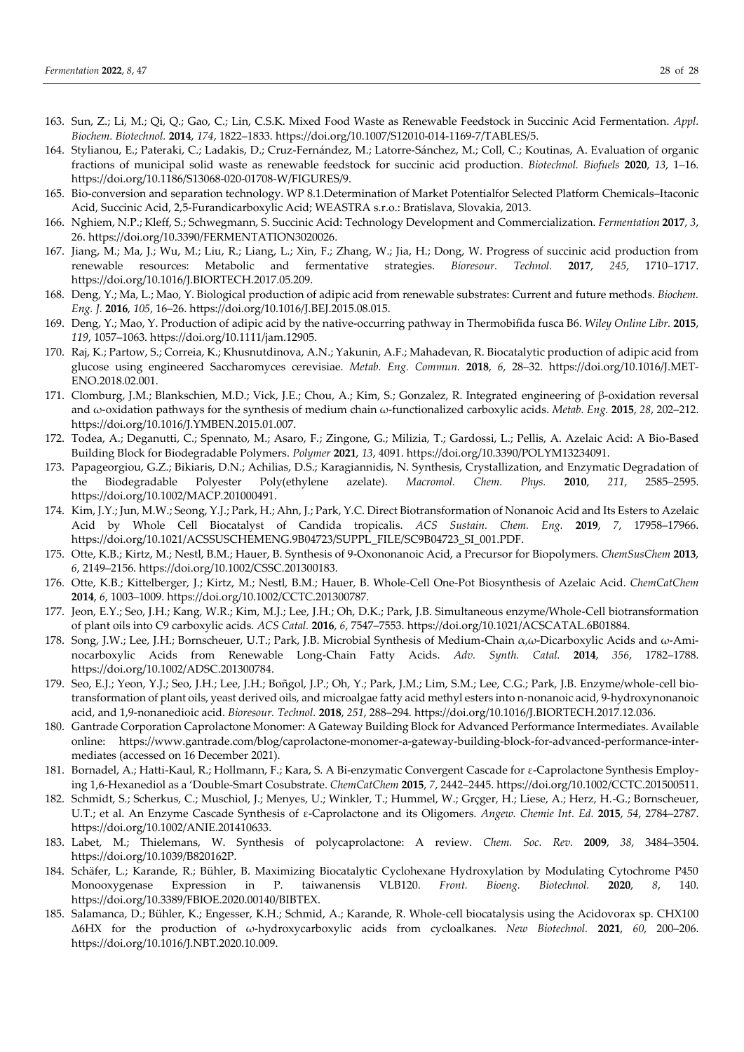163. Sun, Z.; Li, M.; Qi, Q.; Gao, C.; Lin, C.S.K. Mixed Food Waste as Renewable Feedstock in Succinic Acid Fermentation. *Appl. Biochem. Biotechnol.* **2014**, *174*, 1822–1833. https://doi.org/10.1007/S12010-014-1169-7/TABLES/5.
164. Stylianou, E.; Pateraki, C.; Ladakis, D.; Cruz-Fernández, M.; Latorre-Sánchez, M.; Coll, C.; Koutinas, A. Evaluation of organic fractions of municipal solid waste as renewable feedstock for succinic acid production. *Biotechnol. Biofuels* **2020**, *13*, 1–16. https://doi.org/10.1186/S13068-020-01708-W/FIGURES/9.
165. Bio-conversion and separation technology. WP 8.1.Determination of Market Potentialfor Selected Platform Chemicals–Itaconic Acid, Succinic Acid, 2,5-Furandicarboxylic Acid; WEASTRA s.r.o.: Bratislava, Slovakia, 2013.
166. Nghiem, N.P.; Kleff, S.; Schwegmann, S. Succinic Acid: Technology Development and Commercialization. *Fermentation* **2017**, *3*, 26. https://doi.org/10.3390/FERMENTATION3020026.
167. Jiang, M.; Ma, J.; Wu, M.; Liu, R.; Liang, L.; Xin, F.; Zhang, W.; Jia, H.; Dong, W. Progress of succinic acid production from renewable resources: Metabolic and fermentative strategies. *Bioresour. Technol.* **2017**, *245*, 1710–1717. https://doi.org/10.1016/J.BIORTECH.2017.05.209.
168. Deng, Y.; Ma, L.; Mao, Y. Biological production of adipic acid from renewable substrates: Current and future methods. *Biochem. Eng. J.* **2016**, *105*, 16–26. https://doi.org/10.1016/J.BEJ.2015.08.015.
169. Deng, Y.; Mao, Y. Production of adipic acid by the native-occurring pathway in Thermobifida fusca B6. *Wiley Online Libr.* **2015**, *119*, 1057–1063. https://doi.org/10.1111/jam.12905.
170. Raj, K.; Partow, S.; Correia, K.; Khusnutdinova, A.N.; Yakunin, A.F.; Mahadevan, R. Biocatalytic production of adipic acid from glucose using engineered Saccharomyces cerevisiae. *Metab. Eng. Commun.* **2018**, *6*, 28–32. https://doi.org/10.1016/J.METENO.2018.02.001.
171. Clomburg, J.M.; Blankschien, M.D.; Vick, J.E.; Chou, A.; Kim, S.; Gonzalez, R. Integrated engineering of β-oxidation reversal and ω-oxidation pathways for the synthesis of medium chain ω-functionalized carboxylic acids. *Metab. Eng.* **2015**, *28*, 202–212. https://doi.org/10.1016/J.YMBEN.2015.01.007.
172. Todea, A.; Deganutti, C.; Spennato, M.; Asaro, F.; Zingone, G.; Milizia, T.; Gardossi, L.; Pellis, A. Azelaic Acid: A Bio-Based Building Block for Biodegradable Polymers. *Polymer* **2021**, *13*, 4091. https://doi.org/10.3390/POLYM13234091.
173. Papageorgiou, G.Z.; Bikiaris, D.N.; Achilias, D.S.; Karagiannidis, N. Synthesis, Crystallization, and Enzymatic Degradation of the Biodegradable Polyester Poly(ethylene azelate). *Macromol. Chem. Phys.* **2010**, *211*, 2585–2595. https://doi.org/10.1002/MACP.201000491.
174. Kim, J.Y.; Jun, M.W.; Seong, Y.J.; Park, H.; Ahn, J.; Park, Y.C. Direct Biotransformation of Nonanoic Acid and Its Esters to Azelaic Acid by Whole Cell Biocatalyst of Candida tropicalis. *ACS Sustain. Chem. Eng.* **2019**, *7*, 17958–17966. https://doi.org/10.1021/ACSSUSCHEMENG.9B04723/SUPPL_FILE/SC9B04723_SI_001.PDF.
175. Otte, K.B.; Kirtz, M.; Nestl, B.M.; Hauer, B. Synthesis of 9-Oxononanoic Acid, a Precursor for Biopolymers. *ChemSusChem* **2013**, *6*, 2149–2156. https://doi.org/10.1002/CSSC.201300183.
176. Otte, K.B.; Kittelberger, J.; Kirtz, M.; Nestl, B.M.; Hauer, B. Whole-Cell One-Pot Biosynthesis of Azelaic Acid. *ChemCatChem* **2014**, *6*, 1003–1009. https://doi.org/10.1002/CCTC.201300787.
177. Jeon, E.Y.; Seo, J.H.; Kang, W.R.; Kim, M.J.; Lee, J.H.; Oh, D.K.; Park, J.B. Simultaneous enzyme/Whole-Cell biotransformation of plant oils into C9 carboxylic acids. *ACS Catal.* **2016**, *6*, 7547–7553. https://doi.org/10.1021/ACSCATAL.6B01884.
178. Song, J.W.; Lee, J.H.; Bornscheuer, U.T.; Park, J.B. Microbial Synthesis of Medium-Chain α,ω-Dicarboxylic Acids and ω-Aminocarboxylic Acids from Renewable Long-Chain Fatty Acids. *Adv. Synth. Catal.* **2014**, *356*, 1782–1788. https://doi.org/10.1002/ADSC.201300784.
179. Seo, E.J.; Yeon, Y.J.; Seo, J.H.; Lee, J.H.; Boñgol, J.P.; Oh, Y.; Park, J.M.; Lim, S.M.; Lee, C.G.; Park, J.B. Enzyme/whole-cell biotransformation of plant oils, yeast derived oils, and microalgae fatty acid methyl esters into n-nonanoic acid, 9-hydroxynonanoic acid, and 1,9-nonanedioic acid. *Bioresour. Technol.* **2018**, *251*, 288–294. https://doi.org/10.1016/J.BIORTECH.2017.12.036.
180. Gantrade Corporation Caprolactone Monomer: A Gateway Building Block for Advanced Performance Intermediates. Available online: https://www.gantrade.com/blog/caprolactone-monomer-a-gateway-building-block-for-advanced-performance-intermediates (accessed on 16 December 2021).
181. Bornadel, A.; Hatti-Kaul, R.; Hollmann, F.; Kara, S. A Bi-enzymatic Convergent Cascade for ε-Caprolactone Synthesis Employing 1,6-Hexanediol as a 'Double-Smart Cosubstrate. *ChemCatChem* **2015**, *7*, 2442–2445. https://doi.org/10.1002/CCTC.201500511.
182. Schmidt, S.; Scherkus, C.; Muschiol, J.; Menyes, U.; Winkler, T.; Hummel, W.; Grçger, H.; Liese, A.; Herz, H.-G.; Bornscheuer, U.T.; et al. An Enzyme Cascade Synthesis of ε-Caprolactone and its Oligomers. *Angew. Chemie Int. Ed.* **2015**, *54*, 2784–2787. https://doi.org/10.1002/ANIE.201410633.
183. Labet, M.; Thielemans, W. Synthesis of polycaprolactone: A review. *Chem. Soc. Rev.* **2009**, *38*, 3484–3504. https://doi.org/10.1039/B820162P.
184. Schäfer, L.; Karande, R.; Bühler, B. Maximizing Biocatalytic Cyclohexane Hydroxylation by Modulating Cytochrome P450 Monooxygenase Expression in P. taiwanensis VLB120. *Front. Bioeng. Biotechnol.* **2020**, *8*, 140. https://doi.org/10.3389/FBIOE.2020.00140/BIBTEX.
185. Salamanca, D.; Bühler, K.; Engesser, K.H.; Schmid, A.; Karande, R. Whole-cell biocatalysis using the Acidovorax sp. CHX100 Δ6HX for the production of ω-hydroxycarboxylic acids from cycloalkanes. *New Biotechnol.* **2021**, *60*, 200–206. https://doi.org/10.1016/J.NBT.2020.10.009.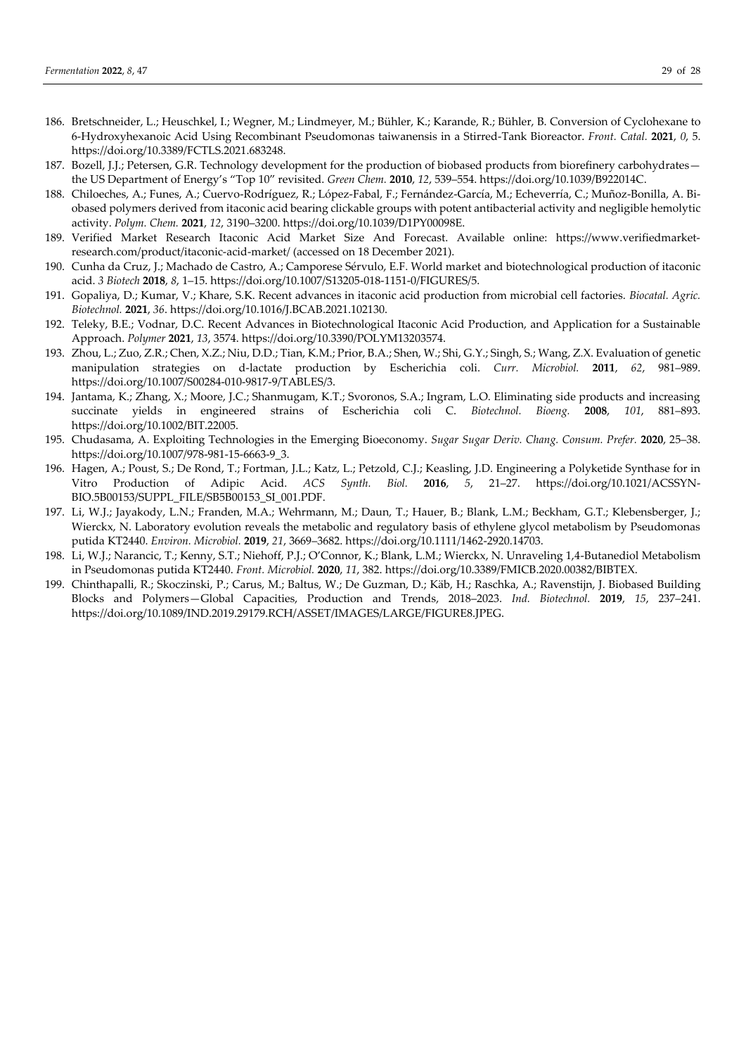186. Bretschneider, L.; Heuschkel, I.; Wegner, M.; Lindmeyer, M.; Bühler, K.; Karande, R.; Bühler, B. Conversion of Cyclohexane to 6-Hydroxyhexanoic Acid Using Recombinant Pseudomonas taiwanensis in a Stirred-Tank Bioreactor. *Front. Catal.* **2021**, *0*, 5. https://doi.org/10.3389/FCTLS.2021.683248.
187. Bozell, J.J.; Petersen, G.R. Technology development for the production of biobased products from biorefinery carbohydrates—the US Department of Energy's "Top 10" revisited. *Green Chem.* **2010**, *12*, 539–554. https://doi.org/10.1039/B922014C.
188. Chiloeches, A.; Funes, A.; Cuervo-Rodríguez, R.; López-Fabal, F.; Fernández-García, M.; Echeverría, C.; Muñoz-Bonilla, A. Biobased polymers derived from itaconic acid bearing clickable groups with potent antibacterial activity and negligible hemolytic activity. *Polym. Chem.* **2021**, *12*, 3190–3200. https://doi.org/10.1039/D1PY00098E.
189. Verified Market Research Itaconic Acid Market Size And Forecast. Available online: https://www.verifiedmarketresearch.com/product/itaconic-acid-market/ (accessed on 18 December 2021).
190. Cunha da Cruz, J.; Machado de Castro, A.; Camporese Sérvulo, E.F. World market and biotechnological production of itaconic acid. *3 Biotech* **2018**, *8*, 1–15. https://doi.org/10.1007/S13205-018-1151-0/FIGURES/5.
191. Gopaliya, D.; Kumar, V.; Khare, S.K. Recent advances in itaconic acid production from microbial cell factories. *Biocatal. Agric. Biotechnol.* **2021**, *36*. https://doi.org/10.1016/J.BCAB.2021.102130.
192. Teleky, B.E.; Vodnar, D.C. Recent Advances in Biotechnological Itaconic Acid Production, and Application for a Sustainable Approach. *Polymer* **2021**, *13*, 3574. https://doi.org/10.3390/POLYM13203574.
193. Zhou, L.; Zuo, Z.R.; Chen, X.Z.; Niu, D.D.; Tian, K.M.; Prior, B.A.; Shen, W.; Shi, G.Y.; Singh, S.; Wang, Z.X. Evaluation of genetic manipulation strategies on d-lactate production by Escherichia coli. *Curr. Microbiol.* **2011**, *62*, 981–989. https://doi.org/10.1007/S00284-010-9817-9/TABLES/3.
194. Jantama, K.; Zhang, X.; Moore, J.C.; Shanmugam, K.T.; Svoronos, S.A.; Ingram, L.O. Eliminating side products and increasing succinate yields in engineered strains of Escherichia coli C. *Biotechnol. Bioeng.* **2008**, *101*, 881–893. https://doi.org/10.1002/BIT.22005.
195. Chudasama, A. Exploiting Technologies in the Emerging Bioeconomy. *Sugar Sugar Deriv. Chang. Consum. Prefer.* **2020**, 25–38. https://doi.org/10.1007/978-981-15-6663-9_3.
196. Hagen, A.; Poust, S.; De Rond, T.; Fortman, J.L.; Katz, L.; Petzold, C.J.; Keasling, J.D. Engineering a Polyketide Synthase for in Vitro Production of Adipic Acid. *ACS Synth. Biol.* **2016**, *5*, 21–27. https://doi.org/10.1021/ACSSYNBIO.5B00153/SUPPL_FILE/SB5B00153_SI_001.PDF.
197. Li, W.J.; Jayakody, L.N.; Franden, M.A.; Wehrmann, M.; Daun, T.; Hauer, B.; Blank, L.M.; Beckham, G.T.; Klebensberger, J.; Wierckx, N. Laboratory evolution reveals the metabolic and regulatory basis of ethylene glycol metabolism by Pseudomonas putida KT2440. *Environ. Microbiol.* **2019**, *21*, 3669–3682. https://doi.org/10.1111/1462-2920.14703.
198. Li, W.J.; Narancic, T.; Kenny, S.T.; Niehoff, P.J.; O'Connor, K.; Blank, L.M.; Wierckx, N. Unraveling 1,4-Butanediol Metabolism in Pseudomonas putida KT2440. *Front. Microbiol.* **2020**, *11*, 382. https://doi.org/10.3389/FMICB.2020.00382/BIBTEX.
199. Chinthapalli, R.; Skoczinski, P.; Carus, M.; Baltus, W.; De Guzman, D.; Käb, H.; Raschka, A.; Ravenstijn, J. Biobased Building Blocks and Polymers—Global Capacities, Production and Trends, 2018–2023. *Ind. Biotechnol.* **2019**, *15*, 237–241. https://doi.org/10.1089/IND.2019.29179.RCH/ASSET/IMAGES/LARGE/FIGURE8.JPEG.